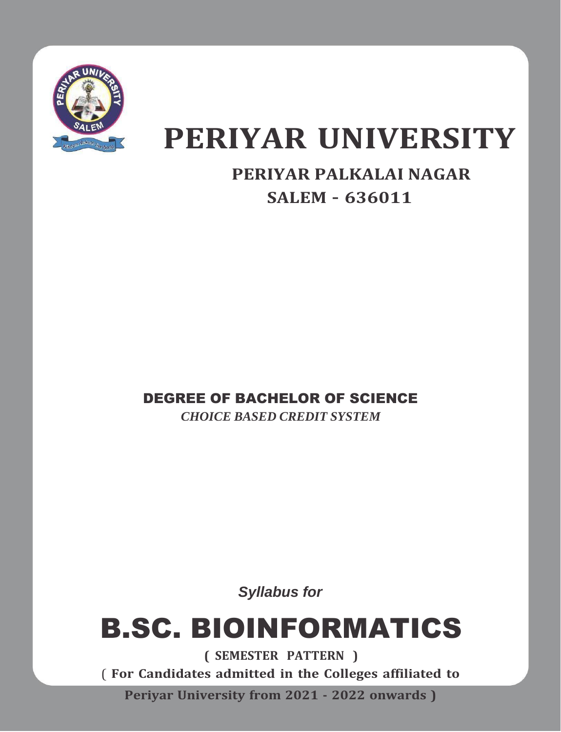# PERIYAR UNIVERSITY

**PERIYAR PALKALAI NAGAR**

**SALEM - 636011**

## DEGREE OF BACHELOR OF SCIENCE

*CHOICE BASED CREDIT SYSTEM*

*Syllabus for*

# B.SC. BIOINFORMATICS

**( SEMESTER PATTERN )**

**( For Candidates admitted in the Colleges affiliated to Periyar University from 2021 - 2022 onwards )**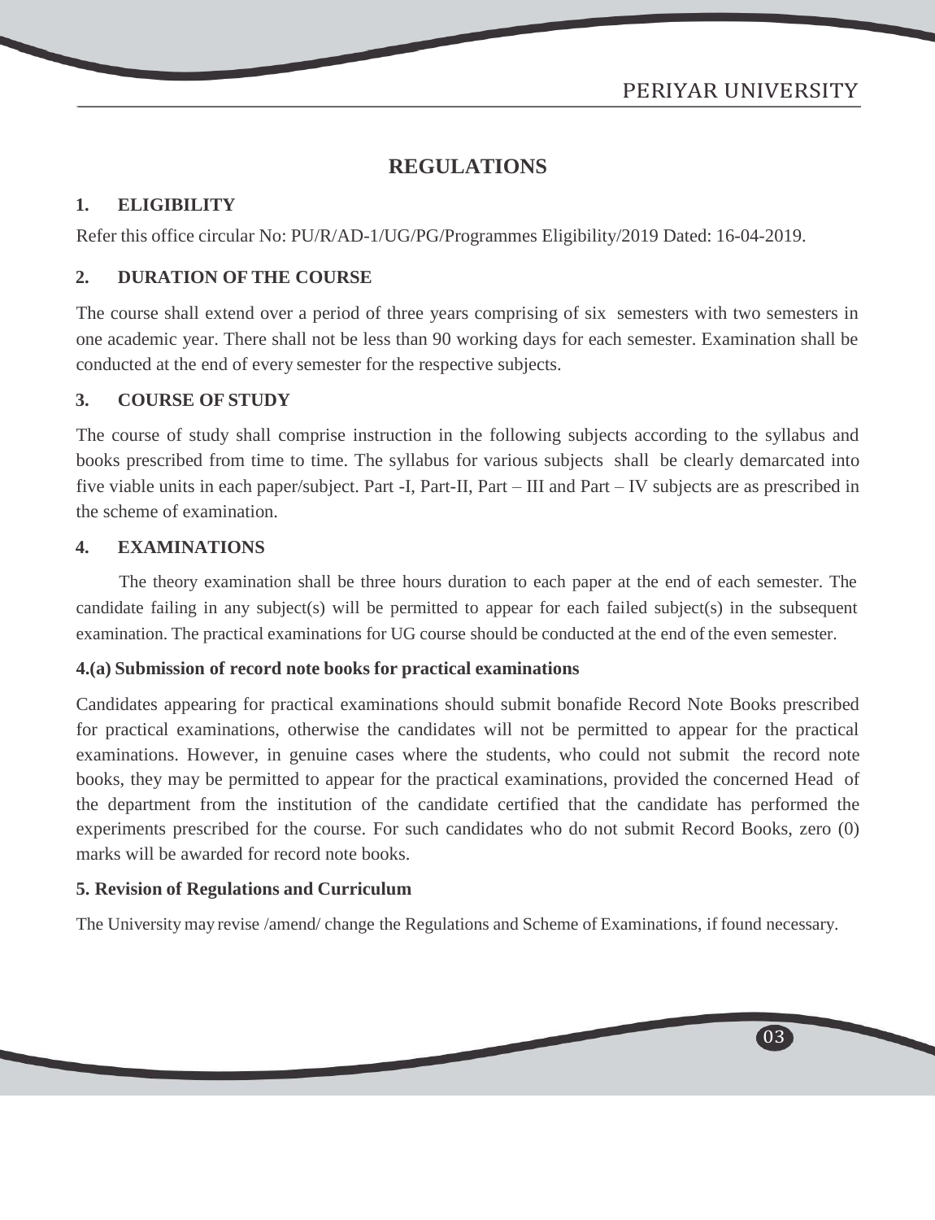# REGULATIONS

## 1. ELIGIBILITY

Refer this office circular No: PU/R/AD-1/UG/PG/Programmes Eligibility/2019 Dated: 16-04-2019.

## 2. DURATION OF THE COURSE

The course shall extend over a period of three years comprising of six semesters with two semesters in one academic year. There shall not be less than 90 working days for each semester. Examination shall be conducted at the end of every semester for the respective subjects.

## 3. COURSE OF STUDY

The course of study shall comprise instruction in the following subjects according to the syllabus and books prescribed from time to time. The syllabus for various subjects shall be clearly demarcated into five viable units in each paper/subject. Part -I, Part-II, Part – III and Part – IV subjects are as prescribed in the scheme of examination.

## 4. EXAMINATIONS

The theory examination shall be three hours duration to each paper at the end of each semester. The candidate failing in any subject(s) will be permitted to appear for each failed subject(s) in the subsequent examination. The practical examinations for UG course should be conducted at the end of the even semester.

### 4.(a) Submission of record note books for practical examinations

Candidates appearing for practical examinations should submit bonafide Record Note Books prescribed for practical examinations, otherwise the candidates will not be permitted to appear for the practical examinations. However, in genuine cases where the students, who could not submit the record note books, they may be permitted to appear for the practical examinations, provided the concerned Head of the department from the institution of the candidate certified that the candidate has performed the experiments prescribed for the course. For such candidates who do not submit Record Books, zero (0) marks will be awarded for record note books.

## 5. Revision of Regulations and Curriculum

The University may revise /amend/ change the Regulations and Scheme of Examinations, if found necessary.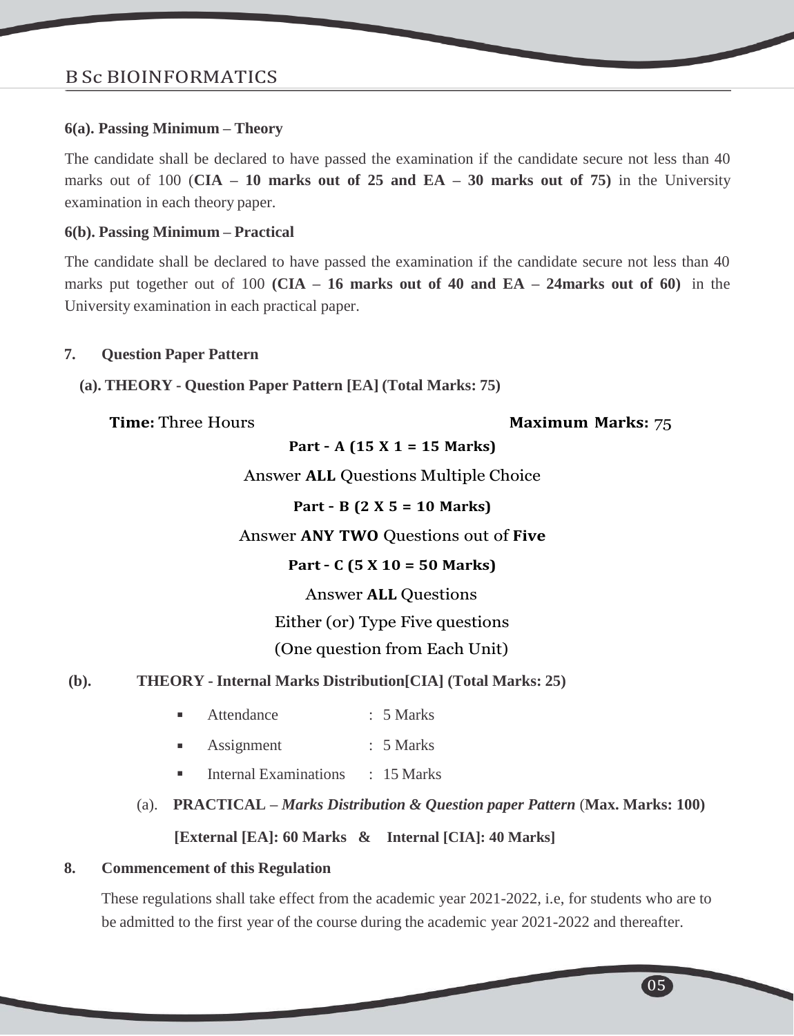### 6(a). Passing Minimum – Theory

The candidate shall be declared to have passed the examination if the candidate secure not less than 40 marks out of 100 (**CIA – 10 marks out of 25 and EA – 30 marks out of 75)** in the University examination in each theory paper.

### 6(b). Passing Minimum – Practical

The candidate shall be declared to have passed the examination if the candidate secure not less than 40 marks put together out of 100 **(CIA – 16 marks out of 40 and EA – 24marks out of 60)** in the University examination in each practical paper.

### 7. Question Paper Pattern

**(a). THEORY - Question Paper Pattern [EA] (Total Marks: 75)**

**Time:** Three Hours **Maximum Marks:** 75

**Part - A (15 X 1 = 15 Marks)**

Answer **ALL** Questions Multiple Choice

**Part - B (2 X 5 = 10 Marks)**

Answer **ANY TWO** Questions out of **Five**

**Part - C (5 X 10 = 50 Marks)**

Answer **ALL** Questions

Either (or) Type Five questions

(One question from Each Unit)

**(b). THEORY - Internal Marks Distribution[CIA] (Total Marks: 25)**

- Attendance : 5 Marks
- Assignment : 5 Marks
- Internal Examinations : 15 Marks

(a). **PRACTICAL –** ***Marks Distribution & Question paper Pattern*** (**Max. Marks: 100)**

**[External [EA]: 60 Marks & Internal [CIA]: 40 Marks]**

### 8. Commencement of this Regulation

These regulations shall take effect from the academic year 2021-2022, i.e, for students who are to be admitted to the first year of the course during the academic year 2021-2022 and thereafter.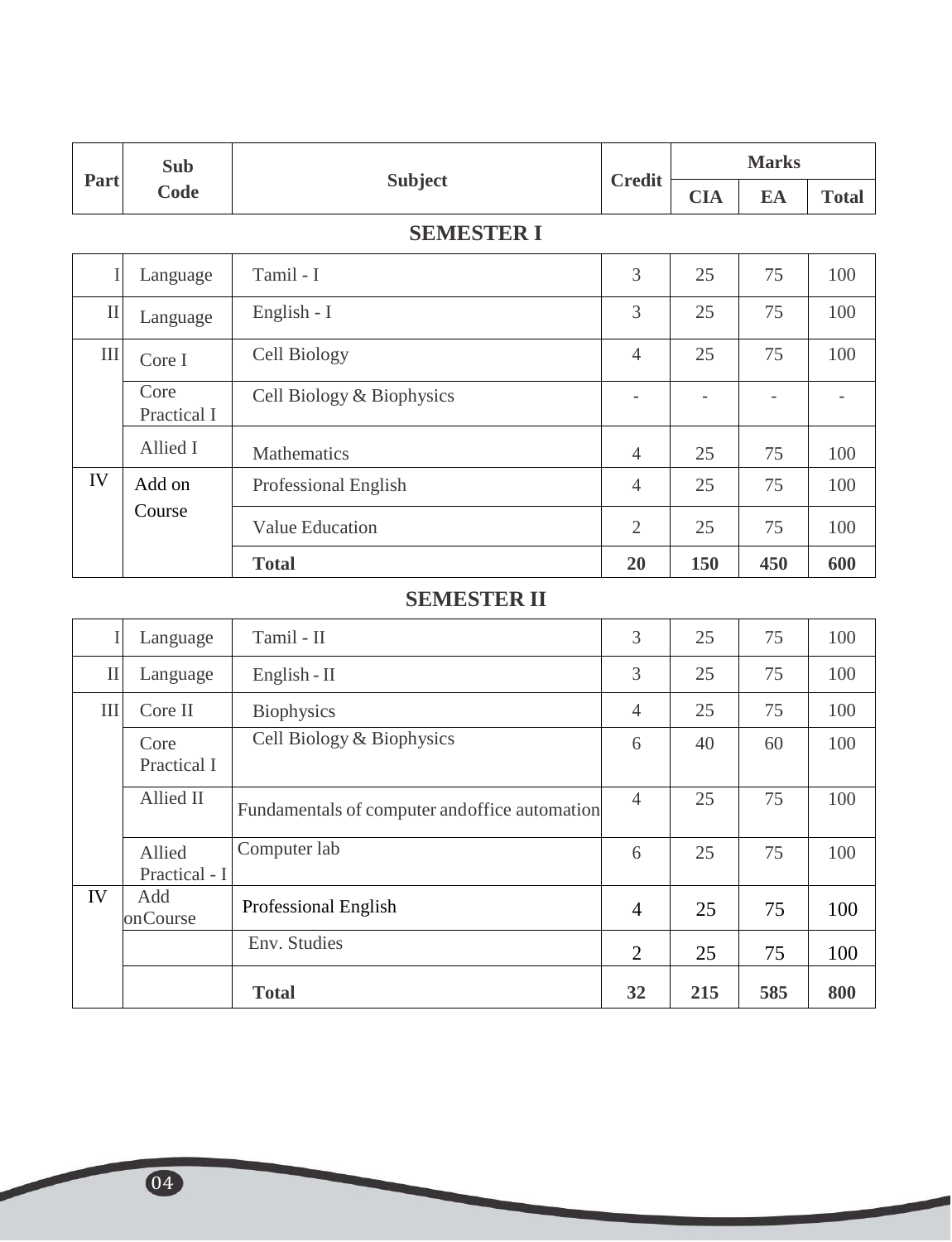| Part | Sub Code | Subject | Credit | Marks | | |
|---|---|---|---|---|---|---|
| | | | | CIA | EA | Total |
| | | **SEMESTER I** | | | | |
| I | Language | Tamil - I | 3 | 25 | 75 | 100 |
| II | Language | English - I | 3 | 25 | 75 | 100 |
| III | Core I | Cell Biology | 4 | 25 | 75 | 100 |
| | Core Practical I | Cell Biology & Biophysics | - | - | - | - |
| | Allied I | Mathematics | 4 | 25 | 75 | 100 |
| IV | Add on Course | Professional English | 4 | 25 | 75 | 100 |
| | | Value Education | 2 | 25 | 75 | 100 |
| | | **Total** | **20** | **150** | **450** | **600** |
| | | **SEMESTER II** | | | | |
| I | Language | Tamil - II | 3 | 25 | 75 | 100 |
| II | Language | English - II | 3 | 25 | 75 | 100 |
| III | Core II | Biophysics | 4 | 25 | 75 | 100 |
| | Core Practical I | Cell Biology & Biophysics | 6 | 40 | 60 | 100 |
| | Allied II | Fundamentals of computer andoffice automation | 4 | 25 | 75 | 100 |
| | Allied Practical - I | Computer lab | 6 | 25 | 75 | 100 |
| IV | Add onCourse | Professional English | 4 | 25 | 75 | 100 |
| | | Env. Studies | 2 | 25 | 75 | 100 |
| | | **Total** | **32** | **215** | **585** | **800** |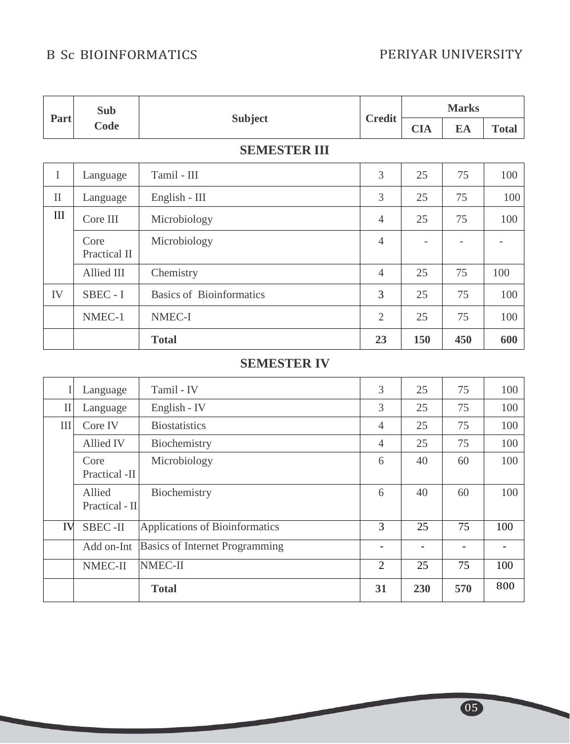| Part | Sub Code | Subject | Credit | Marks | | |
|---|---|---|---|---|---|---|
| | | | | CIA | EA | Total |
| | | **SEMESTER III** | | | | |
| I | Language | Tamil - III | 3 | 25 | 75 | 100 |
| II | Language | English - III | 3 | 25 | 75 | 100 |
| III | Core III | Microbiology | 4 | 25 | 75 | 100 |
| | Core Practical II | Microbiology | 4 | - | - | - |
| | Allied III | Chemistry | 4 | 25 | 75 | 100 |
| IV | SBEC - I | Basics of Bioinformatics | 3 | 25 | 75 | 100 |
| | NMEC-1 | NMEC-I | 2 | 25 | 75 | 100 |
| | | **Total** | **23** | **150** | **450** | **600** |
| | | **SEMESTER IV** | | | | |
| I | Language | Tamil - IV | 3 | 25 | 75 | 100 |
| II | Language | English - IV | 3 | 25 | 75 | 100 |
| III | Core IV | Biostatistics | 4 | 25 | 75 | 100 |
| | Allied IV | Biochemistry | 4 | 25 | 75 | 100 |
| | Core Practical -II | Microbiology | 6 | 40 | 60 | 100 |
| | Allied Practical - II | Biochemistry | 6 | 40 | 60 | 100 |
| IV | SBEC -II | Applications of Bioinformatics | 3 | 25 | 75 | 100 |
| | Add on-Int | Basics of Internet Programming | - | - | - | - |
| | NMEC-II | NMEC-II | 2 | 25 | 75 | 100 |
| | | **Total** | **31** | **230** | **570** | 800 |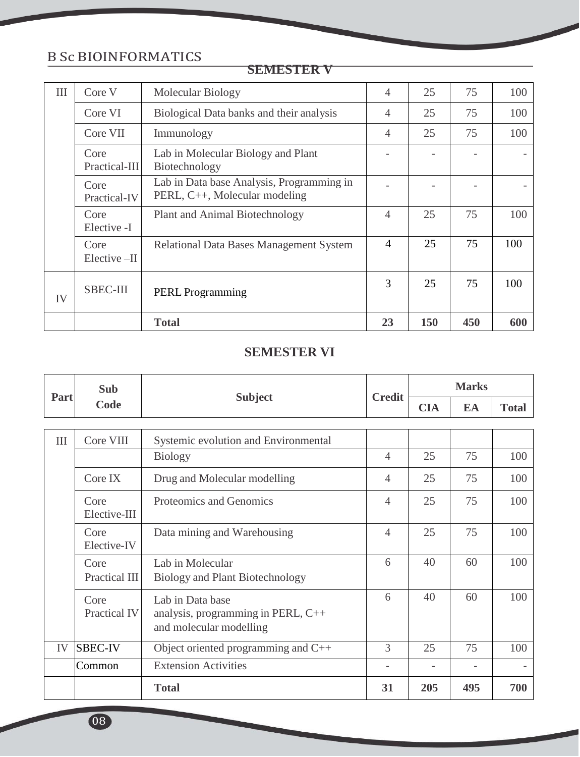## SEMESTER V

| Part | Sub Code | Subject | Credit | CIA | EA | Total |
|---|---|---|---|---|---|---|
| III | Core V | Molecular Biology | 4 | 25 | 75 | 100 |
| | Core VI | Biological Data banks and their analysis | 4 | 25 | 75 | 100 |
| | Core VII | Immunology | 4 | 25 | 75 | 100 |
| | Core Practical-III | Lab in Molecular Biology and Plant Biotechnology | - | - | - | - |
| | Core Practical-IV | Lab in Data base Analysis, Programming in PERL, C++, Molecular modeling | - | - | - | - |
| | Core Elective -I | Plant and Animal Biotechnology | 4 | 25 | 75 | 100 |
| | Core Elective –II | Relational Data Bases Management System | 4 | 25 | 75 | 100 |
| IV | SBEC-III | PERL Programming | 3 | 25 | 75 | 100 |
| | | **Total** | **23** | **150** | **450** | **600** |

## SEMESTER VI

| Part | Sub Code | Subject | Credit | Marks | | |
|---|---|---|---|---|---|---|
| | | | | CIA | EA | Total |
| III | Core VIII | Systemic evolution and Environmental Biology | 4 | 25 | 75 | 100 |
| | Core IX | Drug and Molecular modelling | 4 | 25 | 75 | 100 |
| | Core Elective-III | Proteomics and Genomics | 4 | 25 | 75 | 100 |
| | Core Elective-IV | Data mining and Warehousing | 4 | 25 | 75 | 100 |
| | Core Practical III | Lab in Molecular Biology and Plant Biotechnology | 6 | 40 | 60 | 100 |
| | Core Practical IV | Lab in Data base analysis, programming in PERL, C++ and molecular modelling | 6 | 40 | 60 | 100 |
| IV | SBEC-IV | Object oriented programming and C++ | 3 | 25 | 75 | 100 |
| | Common | Extension Activities | - | - | - | - |
| | | **Total** | **31** | **205** | **495** | **700** |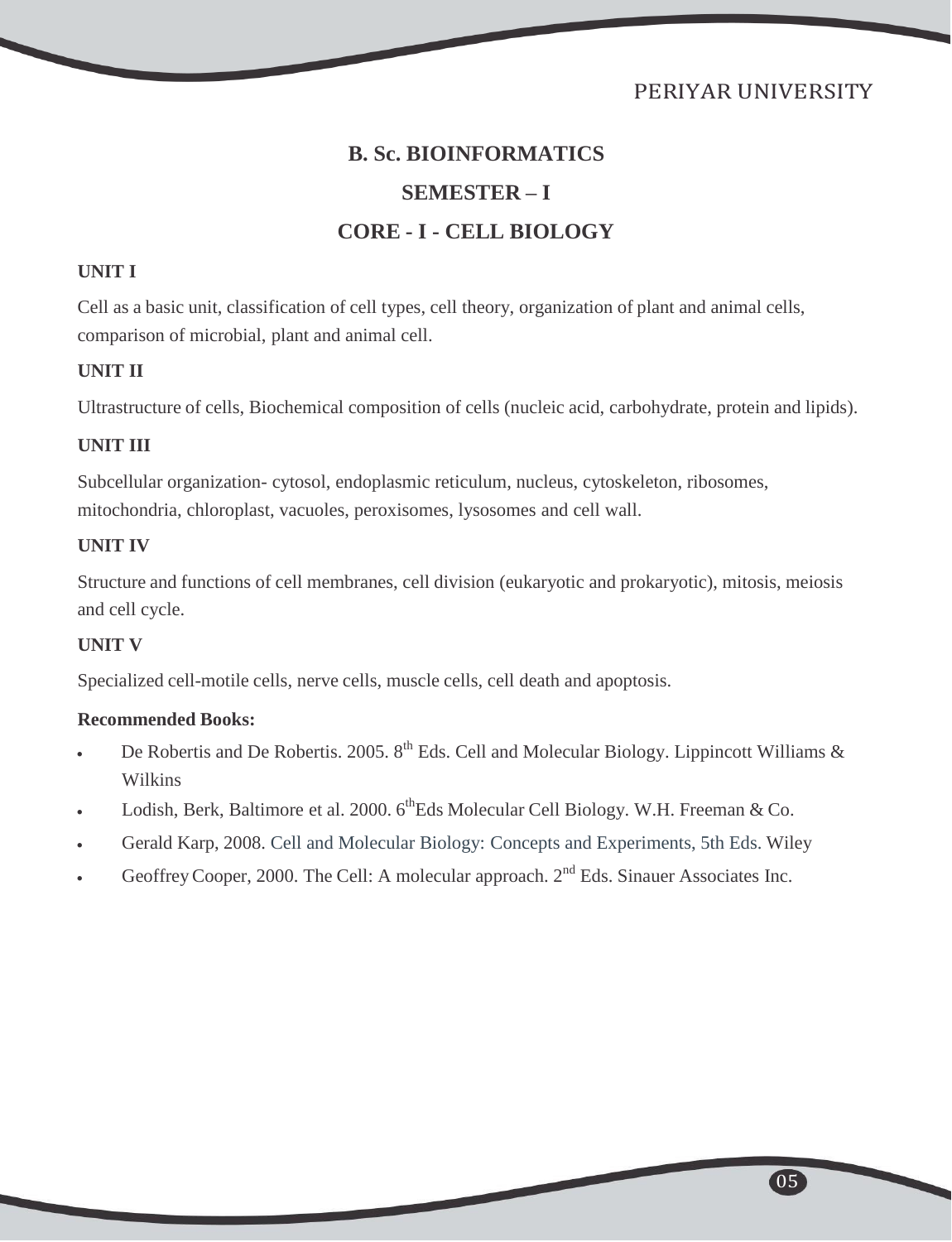## B. Sc. BIOINFORMATICS

## SEMESTER – I

## CORE - I - CELL BIOLOGY

**UNIT I**

Cell as a basic unit, classification of cell types, cell theory, organization of plant and animal cells, comparison of microbial, plant and animal cell.

**UNIT II**

Ultrastructure of cells, Biochemical composition of cells (nucleic acid, carbohydrate, protein and lipids).

**UNIT III**

Subcellular organization- cytosol, endoplasmic reticulum, nucleus, cytoskeleton, ribosomes, mitochondria, chloroplast, vacuoles, peroxisomes, lysosomes and cell wall.

**UNIT IV**

Structure and functions of cell membranes, cell division (eukaryotic and prokaryotic), mitosis, meiosis and cell cycle.

**UNIT V**

Specialized cell-motile cells, nerve cells, muscle cells, cell death and apoptosis.

**Recommended Books:**

- De Robertis and De Robertis. 2005. 8th Eds. Cell and Molecular Biology. Lippincott Williams & Wilkins
- Lodish, Berk, Baltimore et al. 2000. 6thEds Molecular Cell Biology. W.H. Freeman & Co.
- Gerald Karp, 2008. Cell and Molecular Biology: Concepts and Experiments, 5th Eds. Wiley
- Geoffrey Cooper, 2000. The Cell: A molecular approach. 2nd Eds. Sinauer Associates Inc.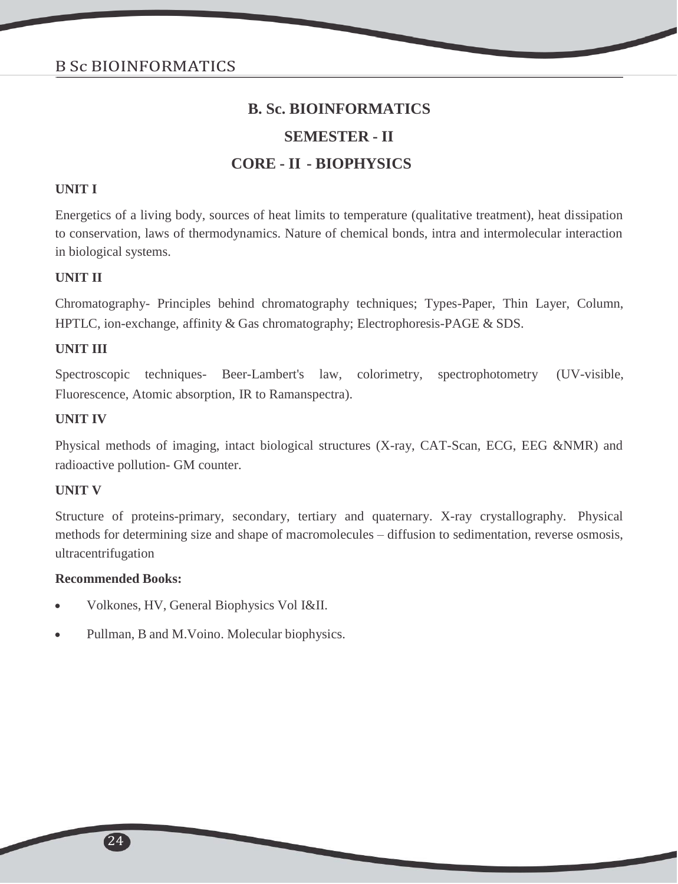# B. Sc. BIOINFORMATICS

## SEMESTER - II

## CORE - II - BIOPHYSICS

**UNIT I**

Energetics of a living body, sources of heat limits to temperature (qualitative treatment), heat dissipation to conservation, laws of thermodynamics. Nature of chemical bonds, intra and intermolecular interaction in biological systems.

**UNIT II**

Chromatography- Principles behind chromatography techniques; Types-Paper, Thin Layer, Column, HPTLC, ion-exchange, affinity & Gas chromatography; Electrophoresis-PAGE & SDS.

**UNIT III**

Spectroscopic techniques- Beer-Lambert's law, colorimetry, spectrophotometry (UV-visible, Fluorescence, Atomic absorption, IR to Ramanspectra).

**UNIT IV**

Physical methods of imaging, intact biological structures (X-ray, CAT-Scan, ECG, EEG &NMR) and radioactive pollution- GM counter.

**UNIT V**

Structure of proteins-primary, secondary, tertiary and quaternary. X-ray crystallography. Physical methods for determining size and shape of macromolecules – diffusion to sedimentation, reverse osmosis, ultracentrifugation

**Recommended Books:**

- Volkones, HV, General Biophysics Vol I&II.
- Pullman, B and M.Voino. Molecular biophysics.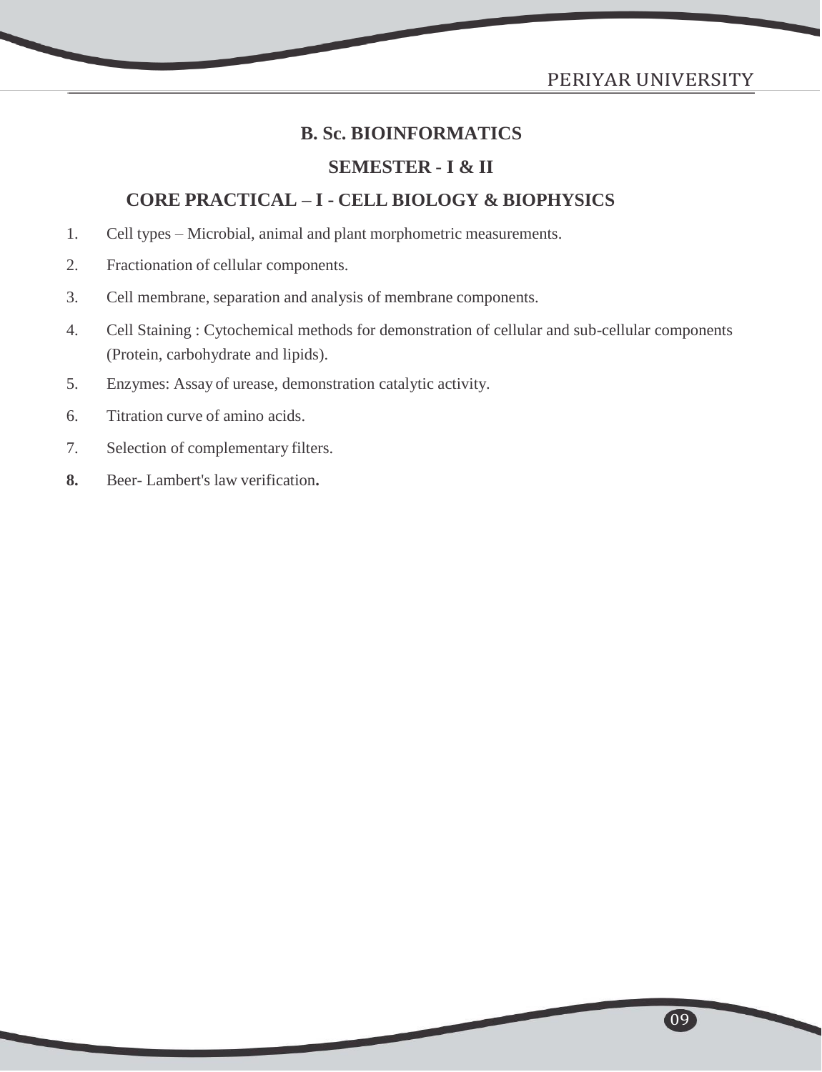# B. Sc. BIOINFORMATICS

## SEMESTER - I & II

## CORE PRACTICAL – I - CELL BIOLOGY & BIOPHYSICS

1. Cell types – Microbial, animal and plant morphometric measurements.
2. Fractionation of cellular components.
3. Cell membrane, separation and analysis of membrane components.
4. Cell Staining : Cytochemical methods for demonstration of cellular and sub-cellular components (Protein, carbohydrate and lipids).
5. Enzymes: Assay of urease, demonstration catalytic activity.
6. Titration curve of amino acids.
7. Selection of complementary filters.
8. Beer- Lambert's law verification**.**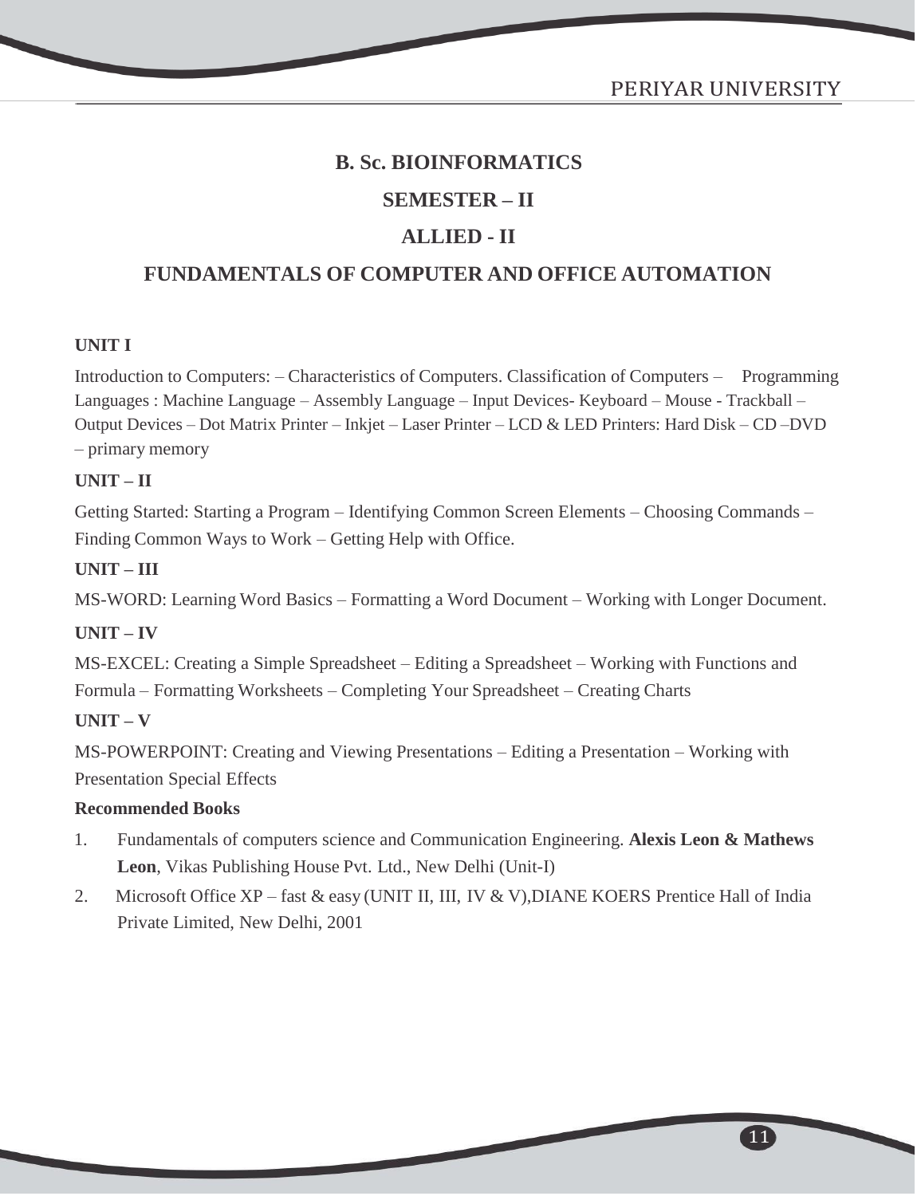# B. Sc. BIOINFORMATICS

## SEMESTER – II

## ALLIED - II

## FUNDAMENTALS OF COMPUTER AND OFFICE AUTOMATION

**UNIT I**

Introduction to Computers: – Characteristics of Computers. Classification of Computers – Programming Languages : Machine Language – Assembly Language – Input Devices- Keyboard – Mouse - Trackball – Output Devices – Dot Matrix Printer – Inkjet – Laser Printer – LCD & LED Printers: Hard Disk – CD –DVD – primary memory

**UNIT – II**

Getting Started: Starting a Program – Identifying Common Screen Elements – Choosing Commands – Finding Common Ways to Work – Getting Help with Office.

**UNIT – III**

MS-WORD: Learning Word Basics – Formatting a Word Document – Working with Longer Document.

**UNIT – IV**

MS-EXCEL: Creating a Simple Spreadsheet – Editing a Spreadsheet – Working with Functions and Formula – Formatting Worksheets – Completing Your Spreadsheet – Creating Charts

**UNIT – V**

MS-POWERPOINT: Creating and Viewing Presentations – Editing a Presentation – Working with Presentation Special Effects

**Recommended Books**

1. Fundamentals of computers science and Communication Engineering. **Alexis Leon & Mathews Leon**, Vikas Publishing House Pvt. Ltd., New Delhi (Unit-I)
2. Microsoft Office XP – fast & easy (UNIT II, III, IV & V),DIANE KOERS Prentice Hall of India Private Limited, New Delhi, 2001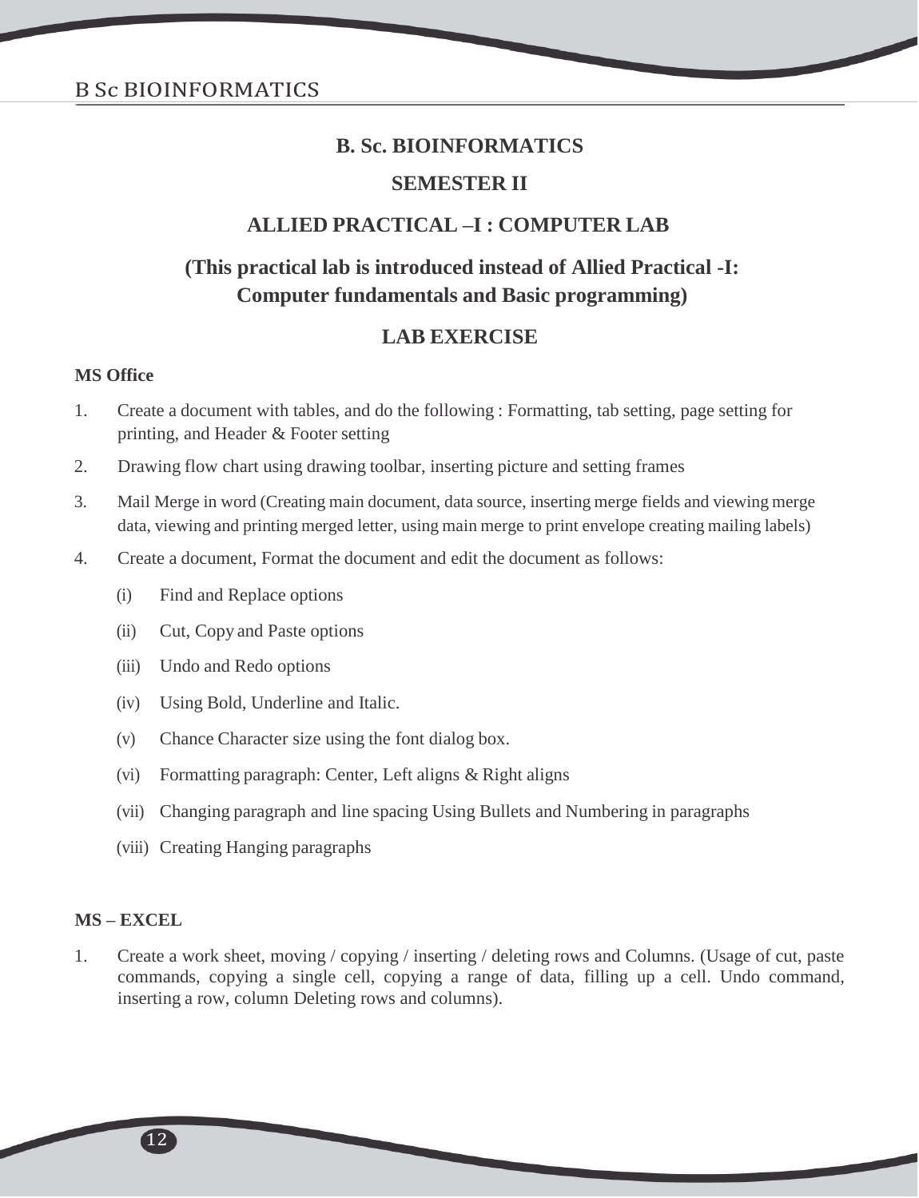# B. Sc. BIOINFORMATICS

## SEMESTER II

## ALLIED PRACTICAL –I : COMPUTER LAB

### (This practical lab is introduced instead of Allied Practical -I: Computer fundamentals and Basic programming)

## LAB EXERCISE

**MS Office**

1. Create a document with tables, and do the following : Formatting, tab setting, page setting for printing, and Header & Footer setting
2. Drawing flow chart using drawing toolbar, inserting picture and setting frames
3. Mail Merge in word (Creating main document, data source, inserting merge fields and viewing merge data, viewing and printing merged letter, using main merge to print envelope creating mailing labels)
4. Create a document, Format the document and edit the document as follows:
   - (i) Find and Replace options
   - (ii) Cut, Copy and Paste options
   - (iii) Undo and Redo options
   - (iv) Using Bold, Underline and Italic.
   - (v) Chance Character size using the font dialog box.
   - (vi) Formatting paragraph: Center, Left aligns & Right aligns
   - (vii) Changing paragraph and line spacing Using Bullets and Numbering in paragraphs
   - (viii) Creating Hanging paragraphs

**MS – EXCEL**

1. Create a work sheet, moving / copying / inserting / deleting rows and Columns. (Usage of cut, paste commands, copying a single cell, copying a range of data, filling up a cell. Undo command, inserting a row, column Deleting rows and columns).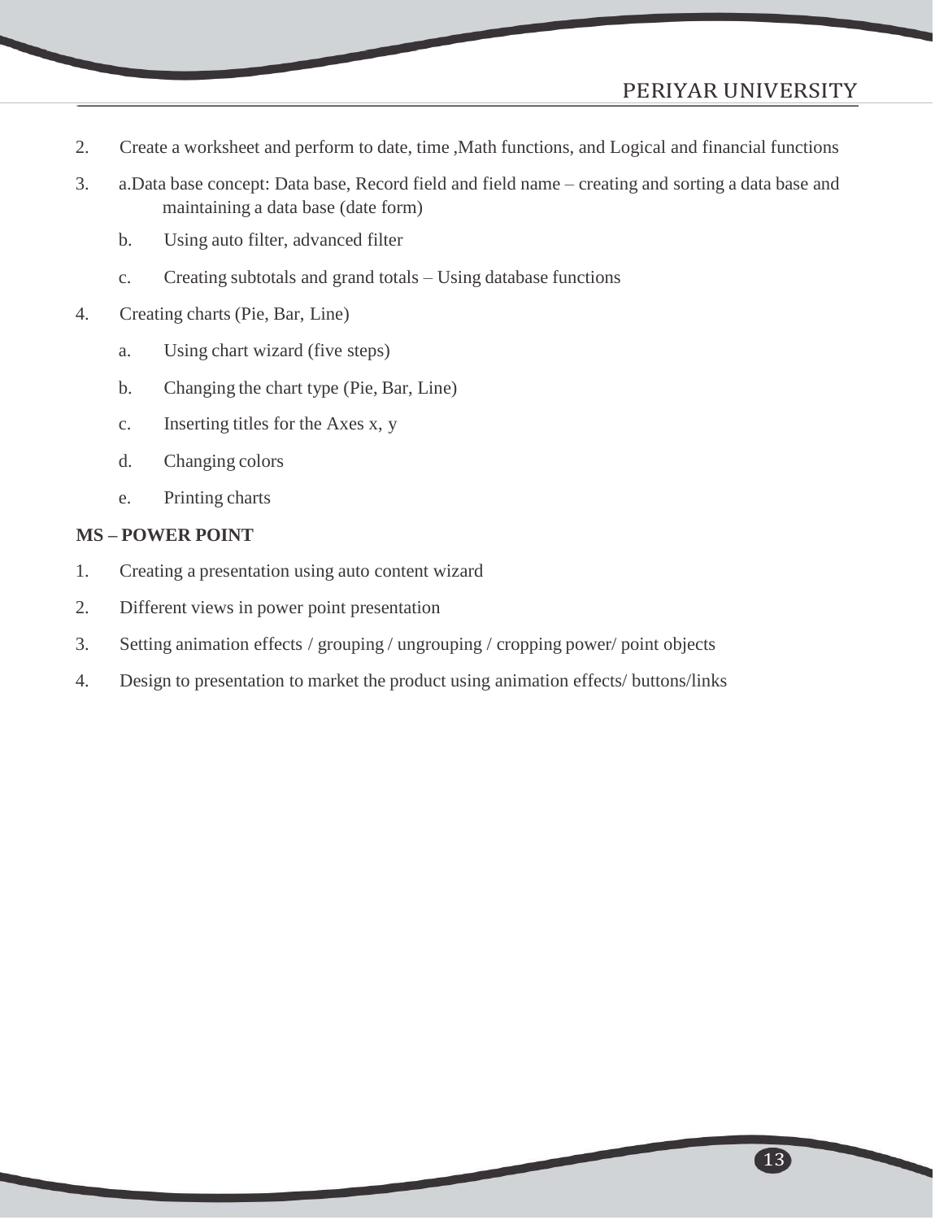2. Create a worksheet and perform to date, time ,Math functions, and Logical and financial functions

3. a.Data base concept: Data base, Record field and field name – creating and sorting a data base and maintaining a data base (date form)

   b. Using auto filter, advanced filter

   c. Creating subtotals and grand totals – Using database functions

4. Creating charts (Pie, Bar, Line)

   a. Using chart wizard (five steps)

   b. Changing the chart type (Pie, Bar, Line)

   c. Inserting titles for the Axes x, y

   d. Changing colors

   e. Printing charts

**MS – POWER POINT**

1. Creating a presentation using auto content wizard
2. Different views in power point presentation
3. Setting animation effects / grouping / ungrouping / cropping power/ point objects
4. Design to presentation to market the product using animation effects/ buttons/links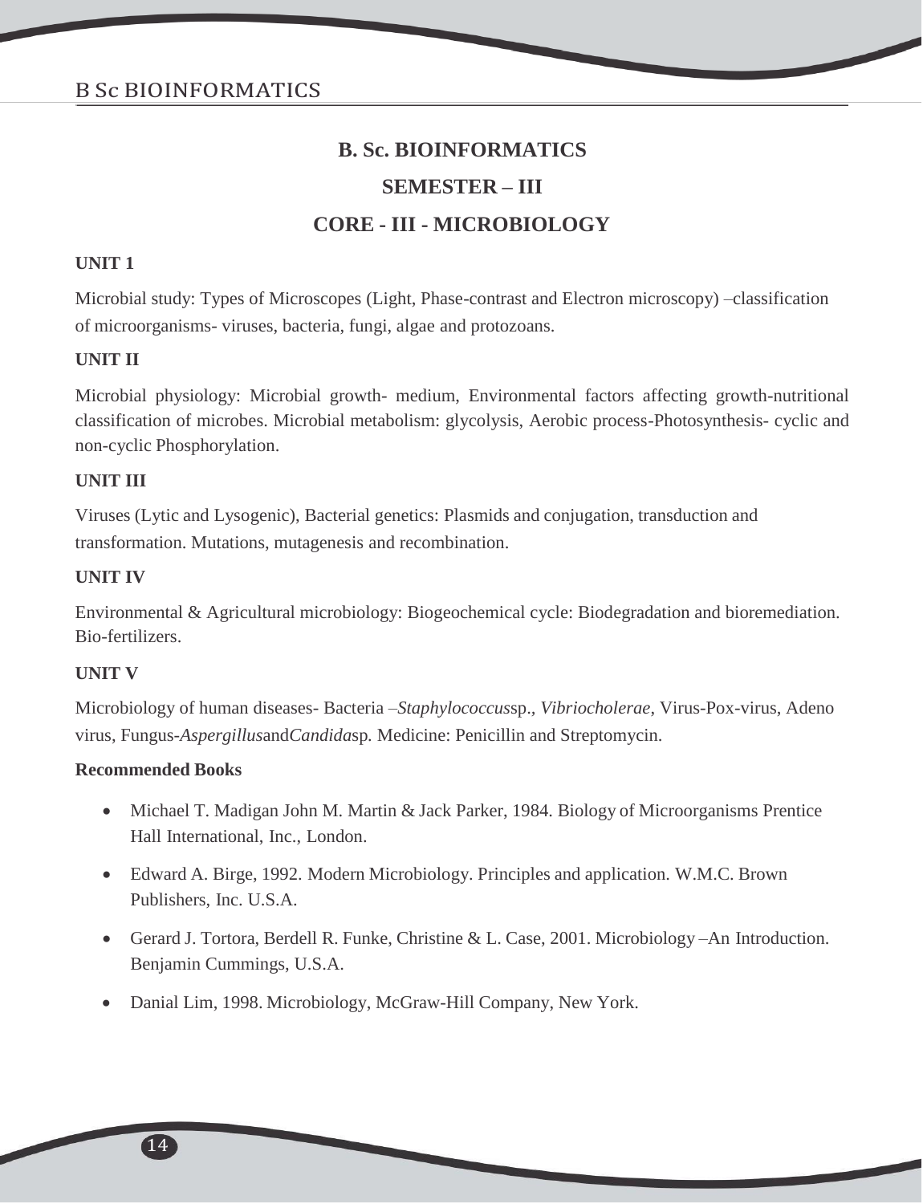# B. Sc. BIOINFORMATICS

## SEMESTER – III

## CORE - III - MICROBIOLOGY

**UNIT 1**

Microbial study: Types of Microscopes (Light, Phase-contrast and Electron microscopy) –classification of microorganisms- viruses, bacteria, fungi, algae and protozoans.

**UNIT II**

Microbial physiology: Microbial growth- medium, Environmental factors affecting growth-nutritional classification of microbes. Microbial metabolism: glycolysis, Aerobic process-Photosynthesis- cyclic and non-cyclic Phosphorylation.

**UNIT III**

Viruses (Lytic and Lysogenic), Bacterial genetics: Plasmids and conjugation, transduction and transformation. Mutations, mutagenesis and recombination.

**UNIT IV**

Environmental & Agricultural microbiology: Biogeochemical cycle: Biodegradation and bioremediation. Bio-fertilizers.

**UNIT V**

Microbiology of human diseases- Bacteria –*Staphylococcus*sp., *Vibriocholerae*, Virus-Pox-virus, Adeno virus, Fungus-*Aspergillus*and*Candida*sp. Medicine: Penicillin and Streptomycin.

**Recommended Books**

- Michael T. Madigan John M. Martin & Jack Parker, 1984. Biology of Microorganisms Prentice Hall International, Inc., London.
- Edward A. Birge, 1992. Modern Microbiology. Principles and application. W.M.C. Brown Publishers, Inc. U.S.A.
- Gerard J. Tortora, Berdell R. Funke, Christine & L. Case, 2001. Microbiology –An Introduction. Benjamin Cummings, U.S.A.
- Danial Lim, 1998. Microbiology, McGraw-Hill Company, New York.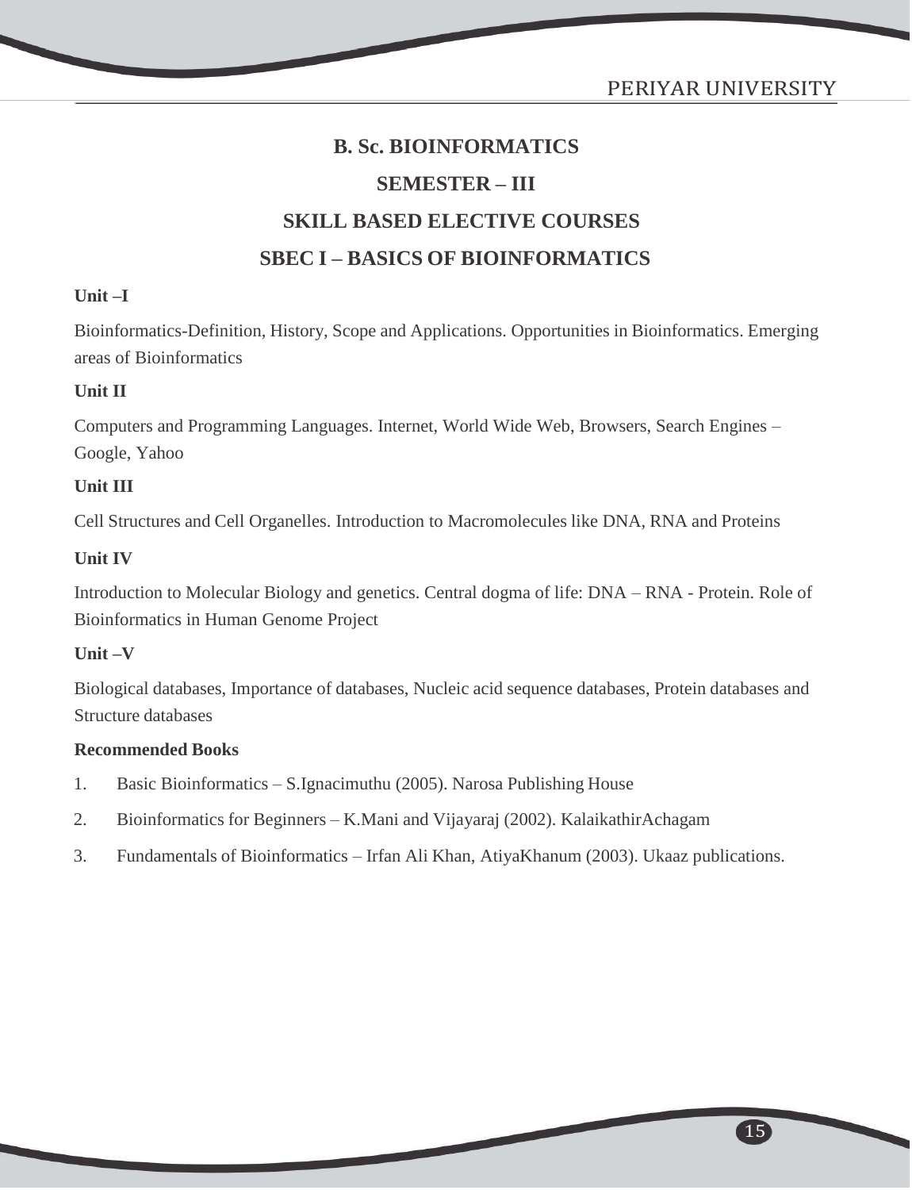# B. Sc. BIOINFORMATICS

## SEMESTER – III

## SKILL BASED ELECTIVE COURSES

## SBEC I – BASICS OF BIOINFORMATICS

**Unit –I**

Bioinformatics-Definition, History, Scope and Applications. Opportunities in Bioinformatics. Emerging areas of Bioinformatics

**Unit II**

Computers and Programming Languages. Internet, World Wide Web, Browsers, Search Engines – Google, Yahoo

**Unit III**

Cell Structures and Cell Organelles. Introduction to Macromolecules like DNA, RNA and Proteins

**Unit IV**

Introduction to Molecular Biology and genetics. Central dogma of life: DNA – RNA - Protein. Role of Bioinformatics in Human Genome Project

**Unit –V**

Biological databases, Importance of databases, Nucleic acid sequence databases, Protein databases and Structure databases

**Recommended Books**

1. Basic Bioinformatics – S.Ignacimuthu (2005). Narosa Publishing House
2. Bioinformatics for Beginners – K.Mani and Vijayaraj (2002). KalaikathirAchagam
3. Fundamentals of Bioinformatics – Irfan Ali Khan, AtiyaKhanum (2003). Ukaaz publications.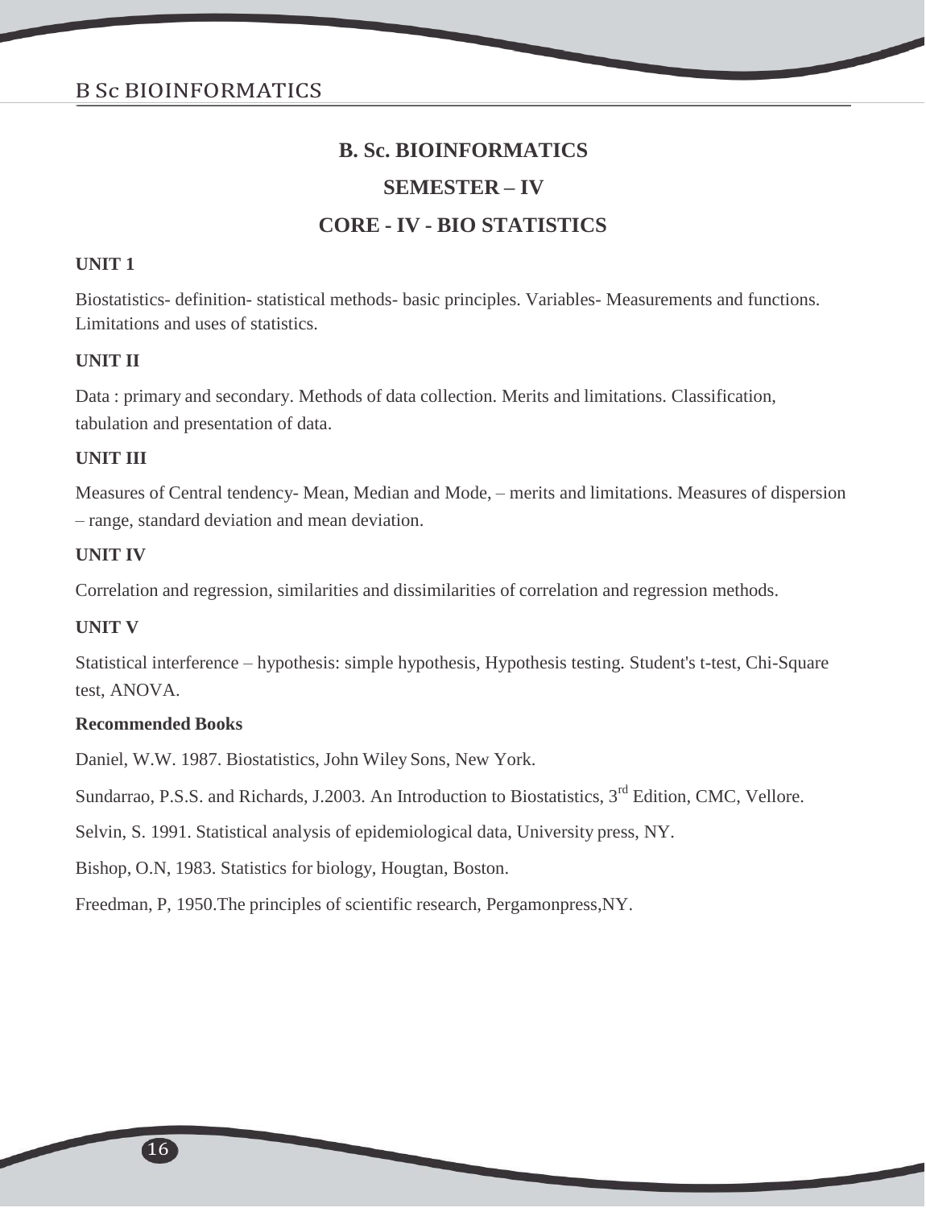# B. Sc. BIOINFORMATICS

## SEMESTER – IV

## CORE - IV - BIO STATISTICS

**UNIT 1**

Biostatistics- definition- statistical methods- basic principles. Variables- Measurements and functions. Limitations and uses of statistics.

**UNIT II**

Data : primary and secondary. Methods of data collection. Merits and limitations. Classification, tabulation and presentation of data.

**UNIT III**

Measures of Central tendency- Mean, Median and Mode, – merits and limitations. Measures of dispersion – range, standard deviation and mean deviation.

**UNIT IV**

Correlation and regression, similarities and dissimilarities of correlation and regression methods.

**UNIT V**

Statistical interference – hypothesis: simple hypothesis, Hypothesis testing. Student's t-test, Chi-Square test, ANOVA.

**Recommended Books**

Daniel, W.W. 1987. Biostatistics, John Wiley Sons, New York.

Sundarrao, P.S.S. and Richards, J.2003. An Introduction to Biostatistics, 3rd Edition, CMC, Vellore.

Selvin, S. 1991. Statistical analysis of epidemiological data, University press, NY.

Bishop, O.N, 1983. Statistics for biology, Hougtan, Boston.

Freedman, P, 1950.The principles of scientific research, Pergamonpress,NY.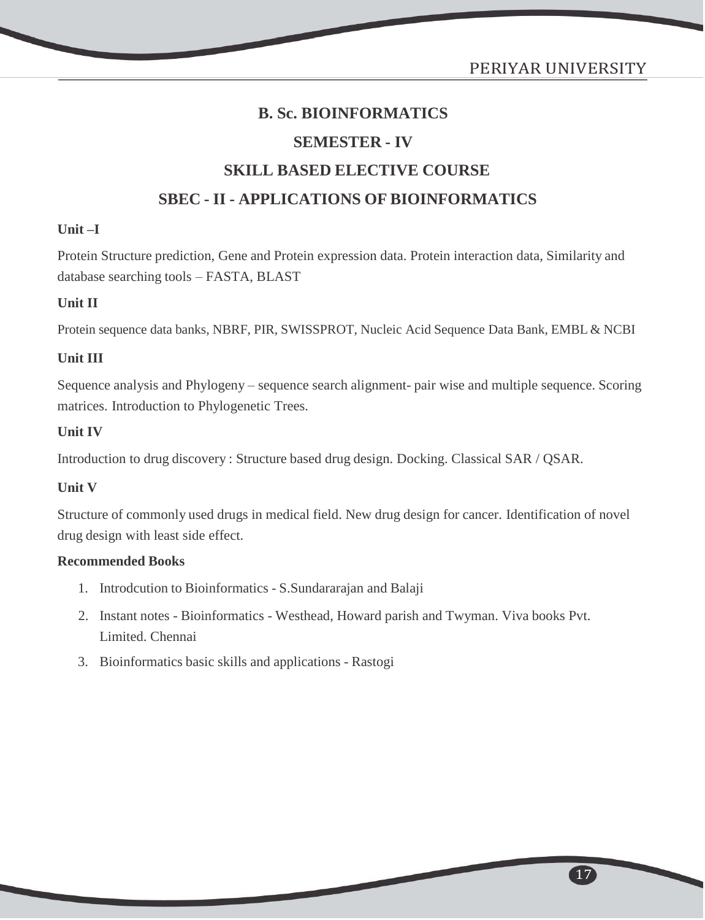# B. Sc. BIOINFORMATICS

## SEMESTER - IV

## SKILL BASED ELECTIVE COURSE

## SBEC - II - APPLICATIONS OF BIOINFORMATICS

**Unit –I**

Protein Structure prediction, Gene and Protein expression data. Protein interaction data, Similarity and database searching tools – FASTA, BLAST

**Unit II**

Protein sequence data banks, NBRF, PIR, SWISSPROT, Nucleic Acid Sequence Data Bank, EMBL & NCBI

**Unit III**

Sequence analysis and Phylogeny – sequence search alignment- pair wise and multiple sequence. Scoring matrices. Introduction to Phylogenetic Trees.

**Unit IV**

Introduction to drug discovery : Structure based drug design. Docking. Classical SAR / QSAR.

**Unit V**

Structure of commonly used drugs in medical field. New drug design for cancer. Identification of novel drug design with least side effect.

**Recommended Books**

1. Introdcution to Bioinformatics - S.Sundararajan and Balaji
2. Instant notes - Bioinformatics - Westhead, Howard parish and Twyman. Viva books Pvt. Limited. Chennai
3. Bioinformatics basic skills and applications - Rastogi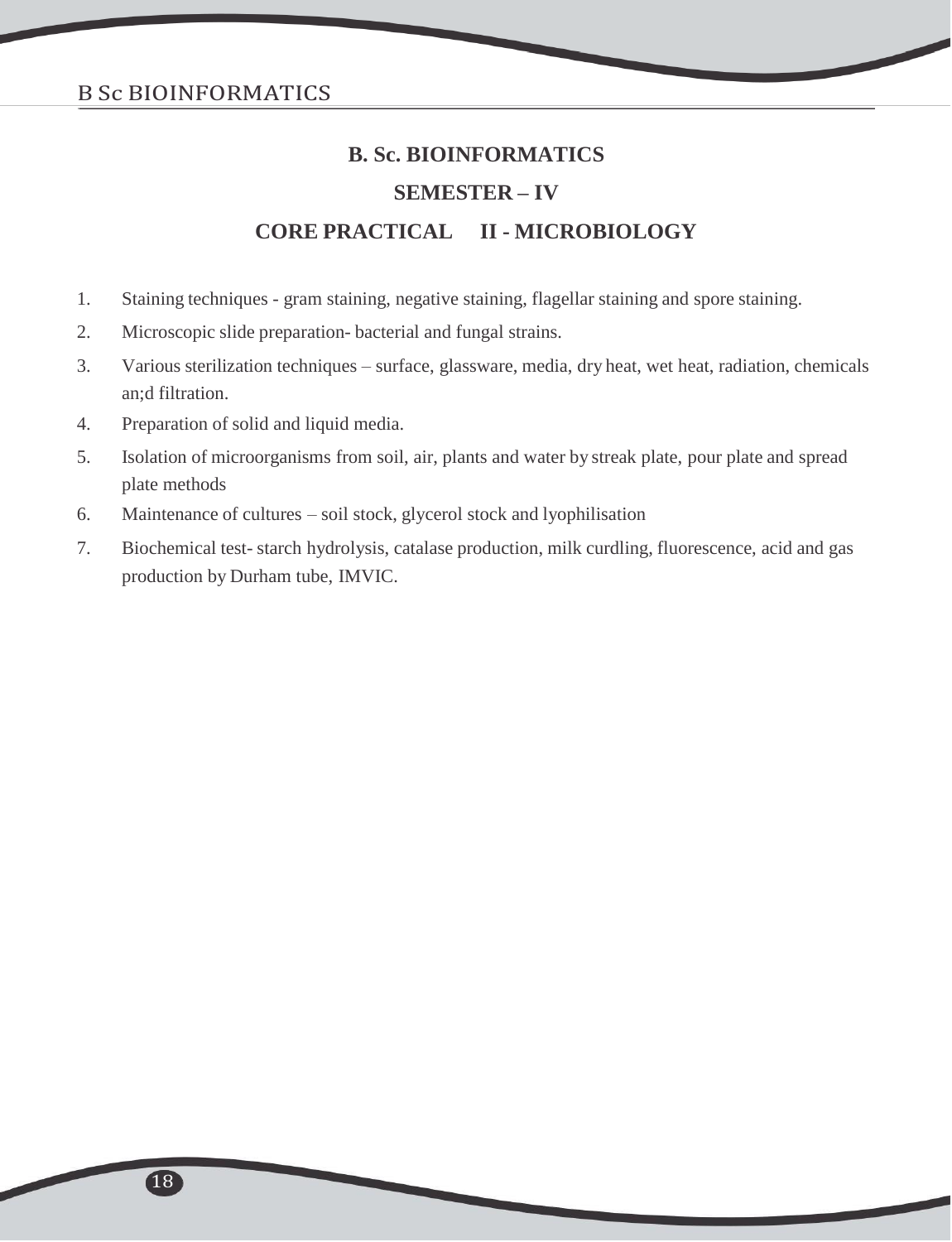# B. Sc. BIOINFORMATICS

## SEMESTER – IV

## CORE PRACTICAL II - MICROBIOLOGY

1. Staining techniques - gram staining, negative staining, flagellar staining and spore staining.
2. Microscopic slide preparation- bacterial and fungal strains.
3. Various sterilization techniques – surface, glassware, media, dry heat, wet heat, radiation, chemicals an;d filtration.
4. Preparation of solid and liquid media.
5. Isolation of microorganisms from soil, air, plants and water by streak plate, pour plate and spread plate methods
6. Maintenance of cultures – soil stock, glycerol stock and lyophilisation
7. Biochemical test- starch hydrolysis, catalase production, milk curdling, fluorescence, acid and gas production by Durham tube, IMVIC.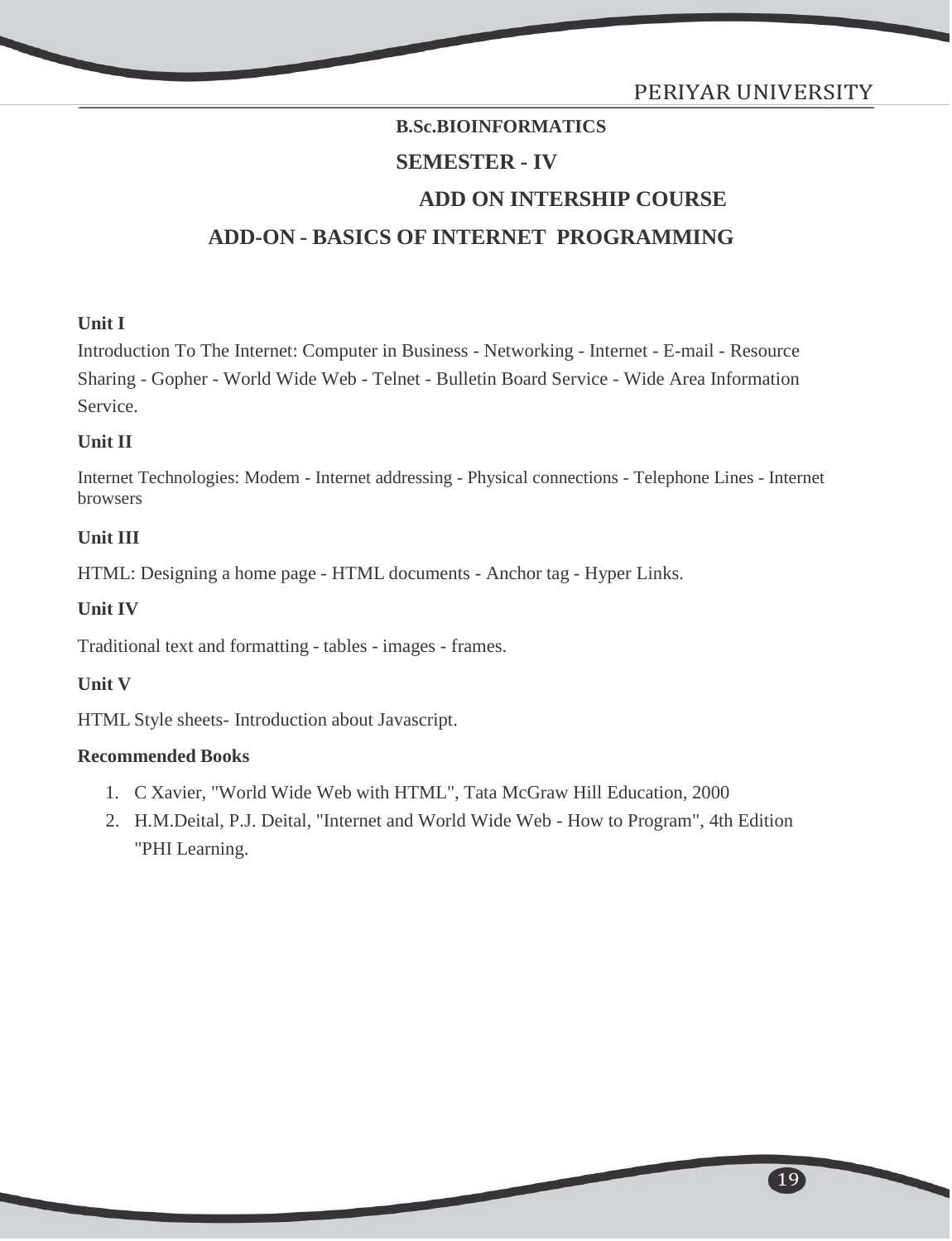**B.Sc.BIOINFORMATICS**

**SEMESTER - IV**

**ADD ON INTERSHIP COURSE**

## ADD-ON - BASICS OF INTERNET PROGRAMMING

**Unit I**

Introduction To The Internet: Computer in Business - Networking - Internet - E-mail - Resource Sharing - Gopher - World Wide Web - Telnet - Bulletin Board Service - Wide Area Information Service.

**Unit II**

Internet Technologies: Modem - Internet addressing - Physical connections - Telephone Lines - Internet browsers

**Unit III**

HTML: Designing a home page - HTML documents - Anchor tag - Hyper Links.

**Unit IV**

Traditional text and formatting - tables - images - frames.

**Unit V**

HTML Style sheets- Introduction about Javascript.

**Recommended Books**

1. C Xavier, "World Wide Web with HTML", Tata McGraw Hill Education, 2000
2. H.M.Deital, P.J. Deital, "Internet and World Wide Web - How to Program", 4th Edition "PHI Learning.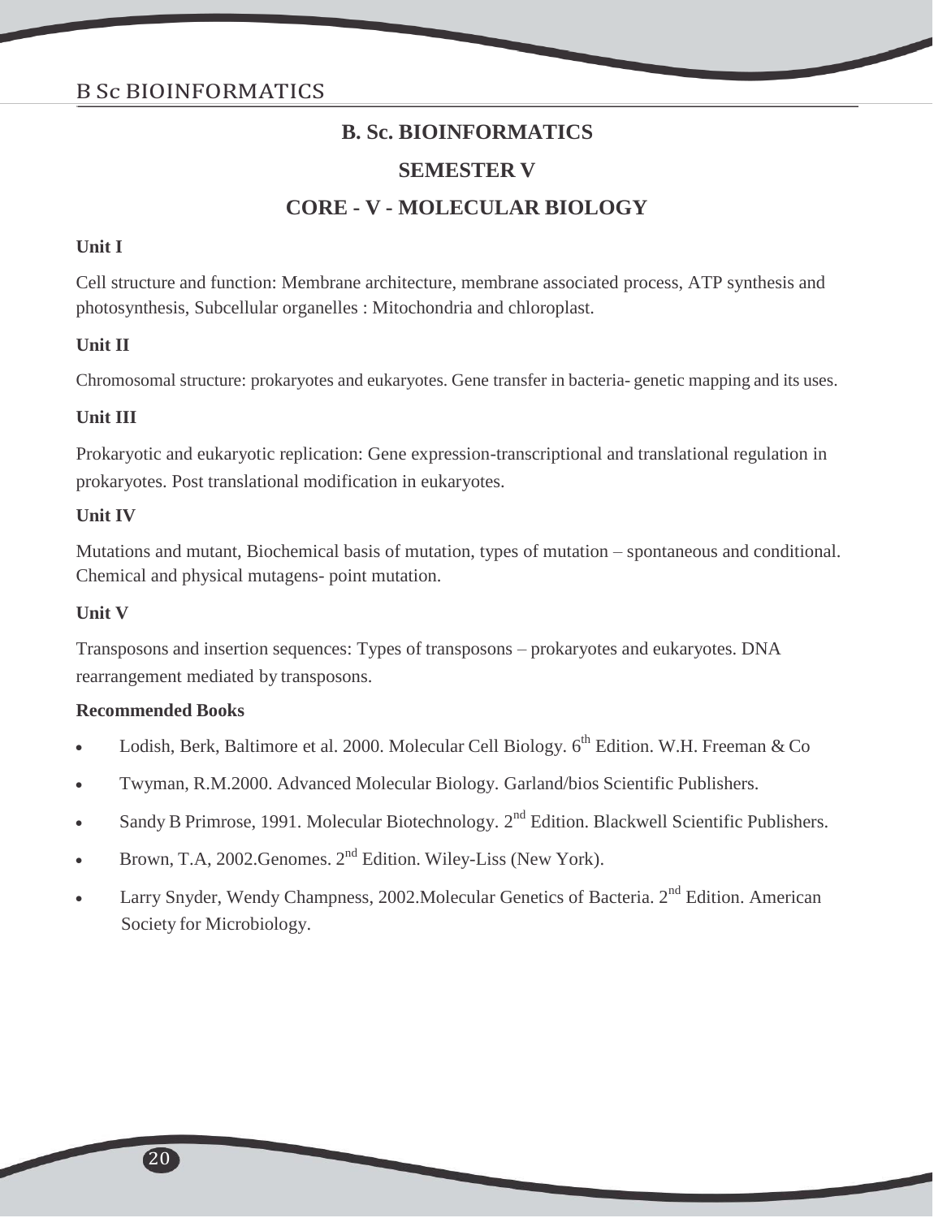# B. Sc. BIOINFORMATICS

## SEMESTER V

## CORE - V - MOLECULAR BIOLOGY

**Unit I**

Cell structure and function: Membrane architecture, membrane associated process, ATP synthesis and photosynthesis, Subcellular organelles : Mitochondria and chloroplast.

**Unit II**

Chromosomal structure: prokaryotes and eukaryotes. Gene transfer in bacteria- genetic mapping and its uses.

**Unit III**

Prokaryotic and eukaryotic replication: Gene expression-transcriptional and translational regulation in prokaryotes. Post translational modification in eukaryotes.

**Unit IV**

Mutations and mutant, Biochemical basis of mutation, types of mutation – spontaneous and conditional. Chemical and physical mutagens- point mutation.

**Unit V**

Transposons and insertion sequences: Types of transposons – prokaryotes and eukaryotes. DNA rearrangement mediated by transposons.

**Recommended Books**

- Lodish, Berk, Baltimore et al. 2000. Molecular Cell Biology. 6th Edition. W.H. Freeman & Co
- Twyman, R.M.2000. Advanced Molecular Biology. Garland/bios Scientific Publishers.
- Sandy B Primrose, 1991. Molecular Biotechnology. 2nd Edition. Blackwell Scientific Publishers.
- Brown, T.A, 2002.Genomes. 2nd Edition. Wiley-Liss (New York).
- Larry Snyder, Wendy Champness, 2002.Molecular Genetics of Bacteria. 2nd Edition. American Society for Microbiology.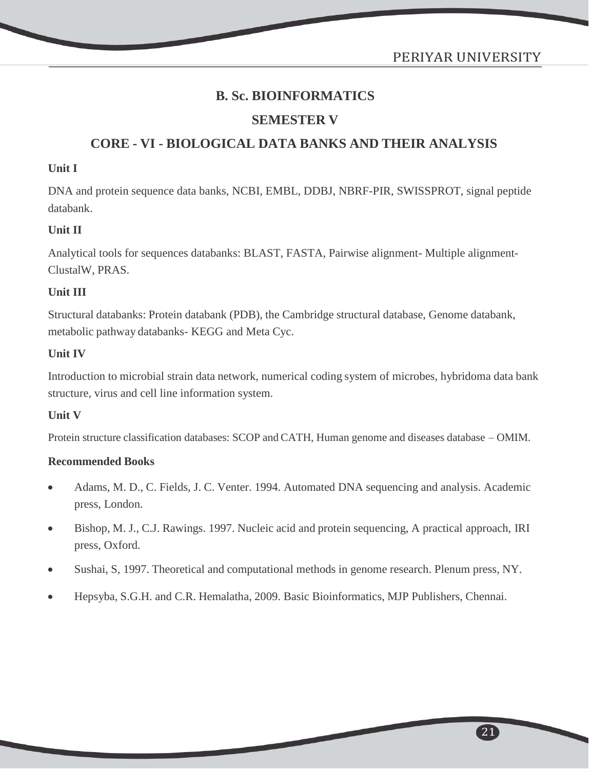# B. Sc. BIOINFORMATICS

## SEMESTER V

## CORE - VI - BIOLOGICAL DATA BANKS AND THEIR ANALYSIS

**Unit I**

DNA and protein sequence data banks, NCBI, EMBL, DDBJ, NBRF-PIR, SWISSPROT, signal peptide databank.

**Unit II**

Analytical tools for sequences databanks: BLAST, FASTA, Pairwise alignment- Multiple alignment- ClustalW, PRAS.

**Unit III**

Structural databanks: Protein databank (PDB), the Cambridge structural database, Genome databank, metabolic pathway databanks- KEGG and Meta Cyc.

**Unit IV**

Introduction to microbial strain data network, numerical coding system of microbes, hybridoma data bank structure, virus and cell line information system.

**Unit V**

Protein structure classification databases: SCOP and CATH, Human genome and diseases database – OMIM.

**Recommended Books**

- Adams, M. D., C. Fields, J. C. Venter. 1994. Automated DNA sequencing and analysis. Academic press, London.
- Bishop, M. J., C.J. Rawings. 1997. Nucleic acid and protein sequencing, A practical approach, IRI press, Oxford.
- Sushai, S, 1997. Theoretical and computational methods in genome research. Plenum press, NY.
- Hepsyba, S.G.H. and C.R. Hemalatha, 2009. Basic Bioinformatics, MJP Publishers, Chennai.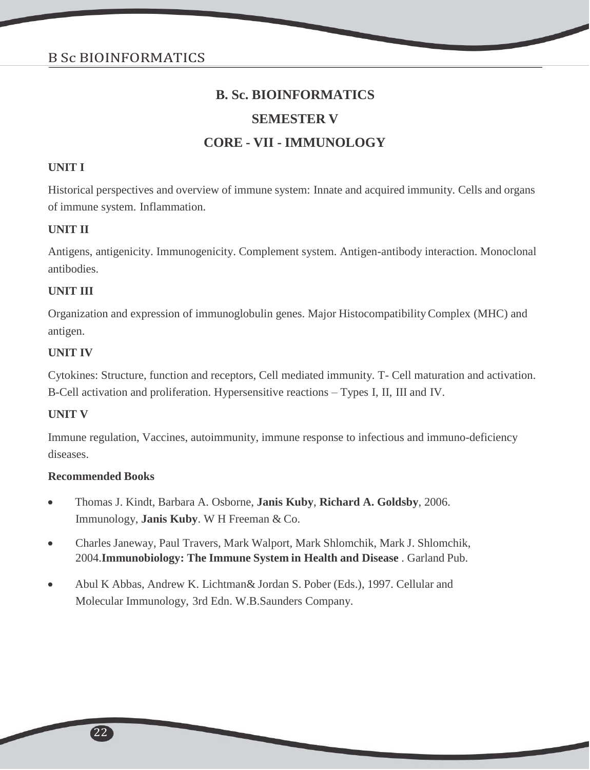# B. Sc. BIOINFORMATICS

## SEMESTER V

## CORE - VII - IMMUNOLOGY

**UNIT I**

Historical perspectives and overview of immune system: Innate and acquired immunity. Cells and organs of immune system. Inflammation.

**UNIT II**

Antigens, antigenicity. Immunogenicity. Complement system. Antigen-antibody interaction. Monoclonal antibodies.

**UNIT III**

Organization and expression of immunoglobulin genes. Major Histocompatibility Complex (MHC) and antigen.

**UNIT IV**

Cytokines: Structure, function and receptors, Cell mediated immunity. T- Cell maturation and activation. B-Cell activation and proliferation. Hypersensitive reactions – Types I, II, III and IV.

**UNIT V**

Immune regulation, Vaccines, autoimmunity, immune response to infectious and immuno-deficiency diseases.

**Recommended Books**

- Thomas J. Kindt, Barbara A. Osborne, **Janis Kuby**, **Richard A. Goldsby**, 2006. Immunology, **Janis Kuby**. W H Freeman & Co.
- Charles Janeway, Paul Travers, Mark Walport, Mark Shlomchik, Mark J. Shlomchik, 2004.**Immunobiology: The Immune System in Health and Disease** . Garland Pub.
- Abul K Abbas, Andrew K. Lichtman& Jordan S. Pober (Eds.), 1997. Cellular and Molecular Immunology, 3rd Edn. W.B.Saunders Company.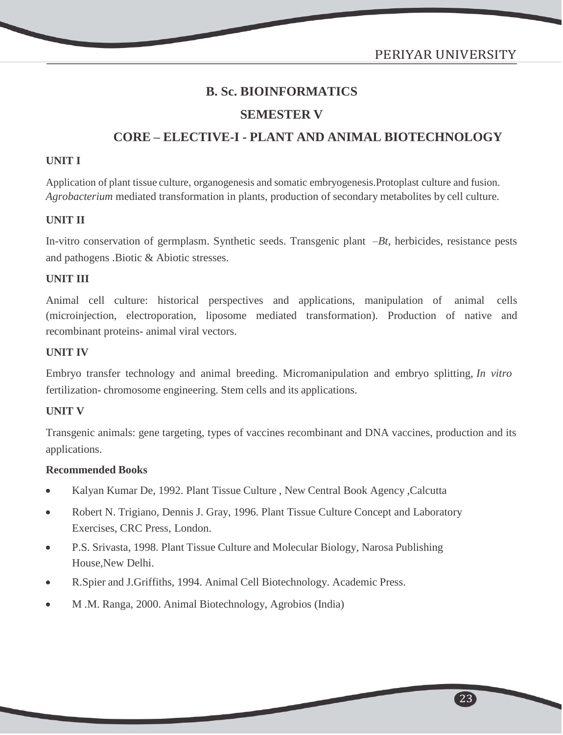# B. Sc. BIOINFORMATICS

## SEMESTER V

## CORE – ELECTIVE-I - PLANT AND ANIMAL BIOTECHNOLOGY

**UNIT I**

Application of plant tissue culture, organogenesis and somatic embryogenesis.Protoplast culture and fusion. *Agrobacterium* mediated transformation in plants, production of secondary metabolites by cell culture.

**UNIT II**

In-vitro conservation of germplasm. Synthetic seeds. Transgenic plant –*Bt*, herbicides, resistance pests and pathogens .Biotic & Abiotic stresses.

**UNIT III**

Animal cell culture: historical perspectives and applications, manipulation of animal cells (microinjection, electroporation, liposome mediated transformation). Production of native and recombinant proteins- animal viral vectors.

**UNIT IV**

Embryo transfer technology and animal breeding. Micromanipulation and embryo splitting, *In vitro* fertilization- chromosome engineering. Stem cells and its applications.

**UNIT V**

Transgenic animals: gene targeting, types of vaccines recombinant and DNA vaccines, production and its applications.

**Recommended Books**

- Kalyan Kumar De, 1992. Plant Tissue Culture , New Central Book Agency ,Calcutta
- Robert N. Trigiano, Dennis J. Gray, 1996. Plant Tissue Culture Concept and Laboratory Exercises, CRC Press, London.
- P.S. Srivasta, 1998. Plant Tissue Culture and Molecular Biology, Narosa Publishing House,New Delhi.
- R.Spier and J.Griffiths, 1994. Animal Cell Biotechnology. Academic Press.
- M .M. Ranga, 2000. Animal Biotechnology, Agrobios (India)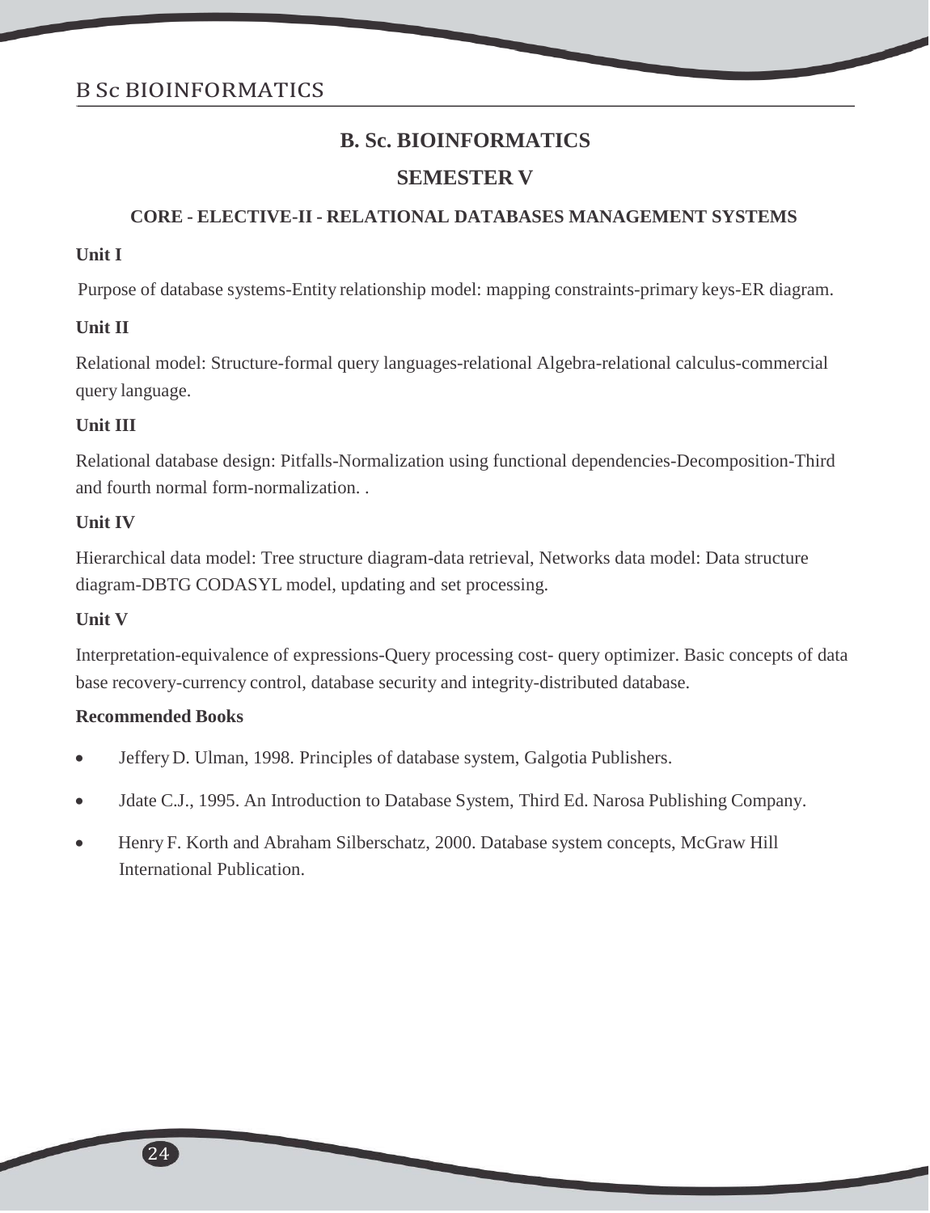# B. Sc. BIOINFORMATICS

## SEMESTER V

### CORE - ELECTIVE-II - RELATIONAL DATABASES MANAGEMENT SYSTEMS

**Unit I**

Purpose of database systems-Entity relationship model: mapping constraints-primary keys-ER diagram.

**Unit II**

Relational model: Structure-formal query languages-relational Algebra-relational calculus-commercial query language.

**Unit III**

Relational database design: Pitfalls-Normalization using functional dependencies-Decomposition-Third and fourth normal form-normalization. .

**Unit IV**

Hierarchical data model: Tree structure diagram-data retrieval, Networks data model: Data structure diagram-DBTG CODASYL model, updating and set processing.

**Unit V**

Interpretation-equivalence of expressions-Query processing cost- query optimizer. Basic concepts of data base recovery-currency control, database security and integrity-distributed database.

**Recommended Books**

- Jeffery D. Ulman, 1998. Principles of database system, Galgotia Publishers.
- Jdate C.J., 1995. An Introduction to Database System, Third Ed. Narosa Publishing Company.
- Henry F. Korth and Abraham Silberschatz, 2000. Database system concepts, McGraw Hill International Publication.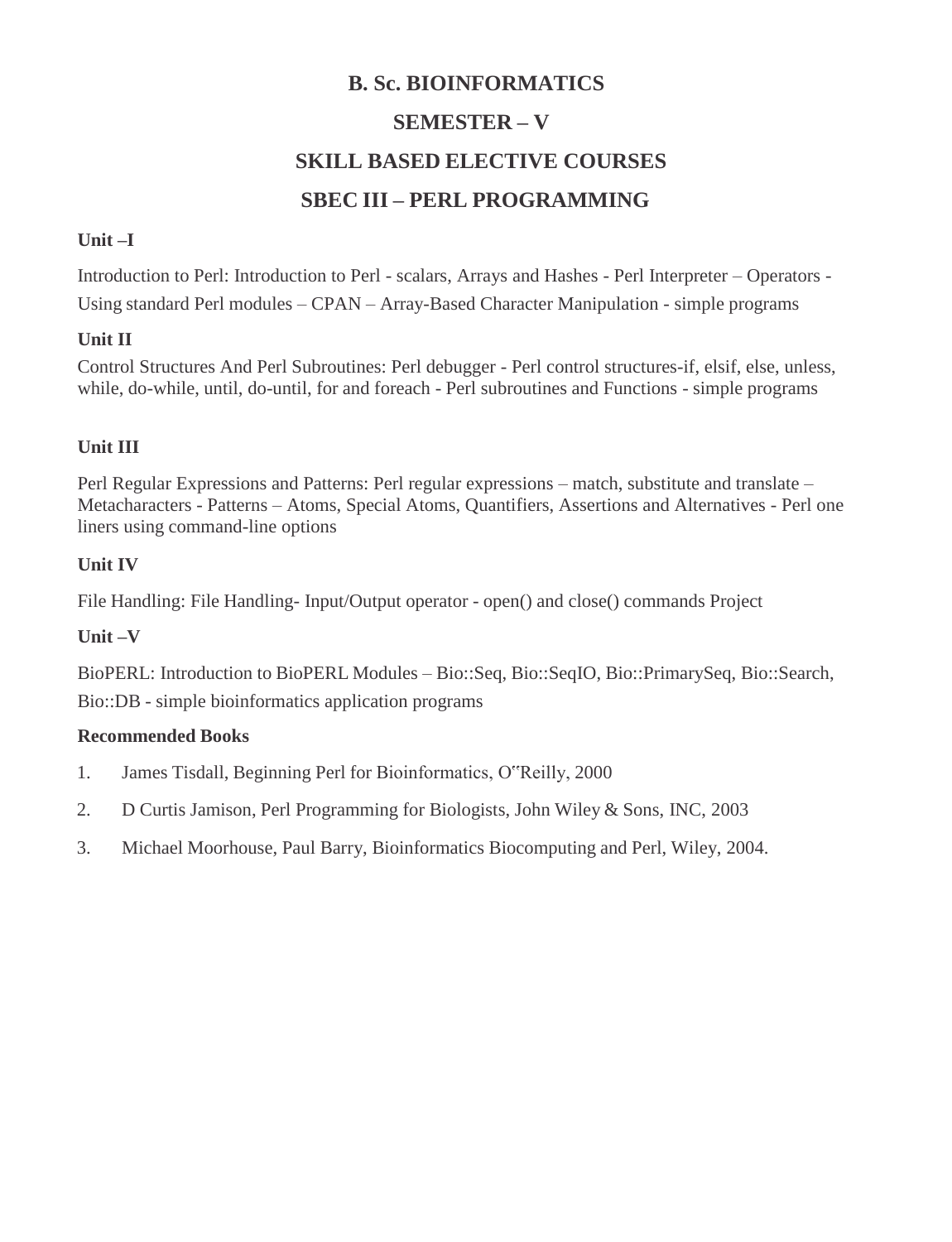# B. Sc. BIOINFORMATICS

## SEMESTER – V

## SKILL BASED ELECTIVE COURSES

## SBEC III – PERL PROGRAMMING

**Unit –I**

Introduction to Perl: Introduction to Perl - scalars, Arrays and Hashes - Perl Interpreter – Operators - Using standard Perl modules – CPAN – Array-Based Character Manipulation - simple programs

**Unit II**

Control Structures And Perl Subroutines: Perl debugger - Perl control structures-if, elsif, else, unless, while, do-while, until, do-until, for and foreach - Perl subroutines and Functions - simple programs

**Unit III**

Perl Regular Expressions and Patterns: Perl regular expressions – match, substitute and translate – Metacharacters - Patterns – Atoms, Special Atoms, Quantifiers, Assertions and Alternatives - Perl one liners using command-line options

**Unit IV**

File Handling: File Handling- Input/Output operator - open() and close() commands Project

**Unit –V**

BioPERL: Introduction to BioPERL Modules – Bio::Seq, Bio::SeqIO, Bio::PrimarySeq, Bio::Search, Bio::DB - simple bioinformatics application programs

**Recommended Books**

1. James Tisdall, Beginning Perl for Bioinformatics, O"Reilly, 2000
2. D Curtis Jamison, Perl Programming for Biologists, John Wiley & Sons, INC, 2003
3. Michael Moorhouse, Paul Barry, Bioinformatics Biocomputing and Perl, Wiley, 2004.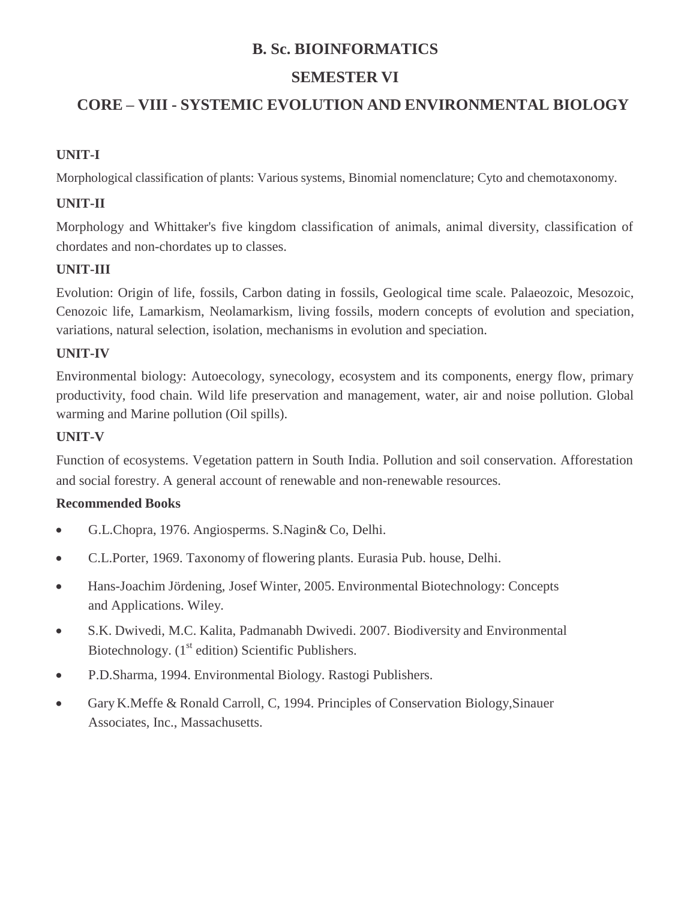# B. Sc. BIOINFORMATICS

## SEMESTER VI

## CORE – VIII - SYSTEMIC EVOLUTION AND ENVIRONMENTAL BIOLOGY

### UNIT-I

Morphological classification of plants: Various systems, Binomial nomenclature; Cyto and chemotaxonomy.

### UNIT-II

Morphology and Whittaker's five kingdom classification of animals, animal diversity, classification of chordates and non-chordates up to classes.

### UNIT-III

Evolution: Origin of life, fossils, Carbon dating in fossils, Geological time scale. Palaeozoic, Mesozoic, Cenozoic life, Lamarkism, Neolamarkism, living fossils, modern concepts of evolution and speciation, variations, natural selection, isolation, mechanisms in evolution and speciation.

### UNIT-IV

Environmental biology: Autoecology, synecology, ecosystem and its components, energy flow, primary productivity, food chain. Wild life preservation and management, water, air and noise pollution. Global warming and Marine pollution (Oil spills).

### UNIT-V

Function of ecosystems. Vegetation pattern in South India. Pollution and soil conservation. Afforestation and social forestry. A general account of renewable and non-renewable resources.

### Recommended Books

- G.L.Chopra, 1976. Angiosperms. S.Nagin& Co, Delhi.
- C.L.Porter, 1969. Taxonomy of flowering plants. Eurasia Pub. house, Delhi.
- Hans-Joachim Jördening, Josef Winter, 2005. Environmental Biotechnology: Concepts and Applications. Wiley.
- S.K. Dwivedi, M.C. Kalita, Padmanabh Dwivedi. 2007. Biodiversity and Environmental Biotechnology. (1st edition) Scientific Publishers.
- P.D.Sharma, 1994. Environmental Biology. Rastogi Publishers.
- Gary K.Meffe & Ronald Carroll, C, 1994. Principles of Conservation Biology,Sinauer Associates, Inc., Massachusetts.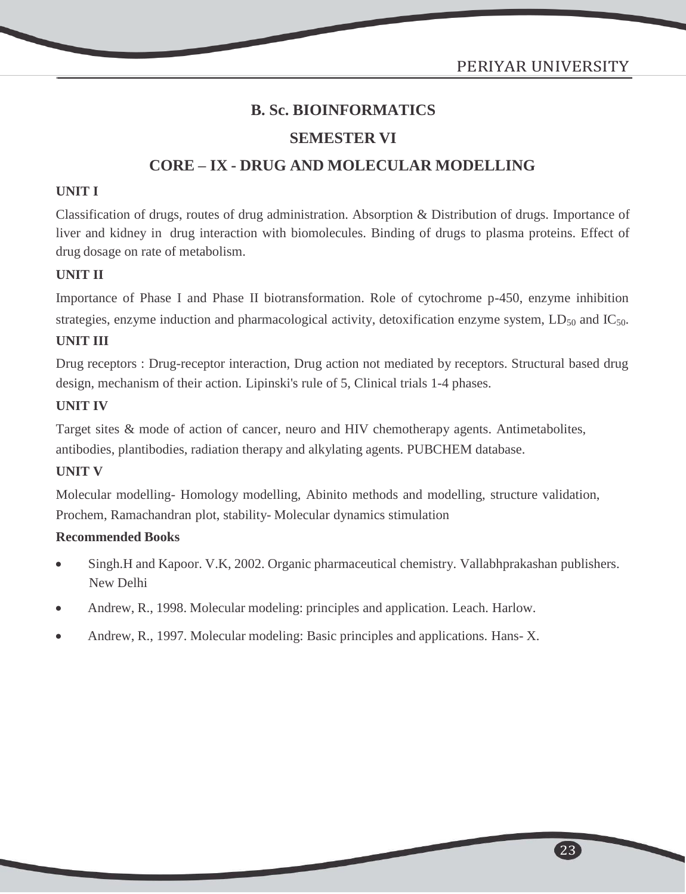# B. Sc. BIOINFORMATICS

## SEMESTER VI

## CORE – IX - DRUG AND MOLECULAR MODELLING

**UNIT I**

Classification of drugs, routes of drug administration. Absorption & Distribution of drugs. Importance of liver and kidney in drug interaction with biomolecules. Binding of drugs to plasma proteins. Effect of drug dosage on rate of metabolism.

**UNIT II**

Importance of Phase I and Phase II biotransformation. Role of cytochrome p-450, enzyme inhibition strategies, enzyme induction and pharmacological activity, detoxification enzyme system, $LD_{50}$ and $IC_{50}$.

**UNIT III**

Drug receptors : Drug-receptor interaction, Drug action not mediated by receptors. Structural based drug design, mechanism of their action. Lipinski's rule of 5, Clinical trials 1-4 phases.

**UNIT IV**

Target sites & mode of action of cancer, neuro and HIV chemotherapy agents. Antimetabolites, antibodies, plantibodies, radiation therapy and alkylating agents. PUBCHEM database.

**UNIT V**

Molecular modelling- Homology modelling, Abinito methods and modelling, structure validation, Prochem, Ramachandran plot, stability- Molecular dynamics stimulation

**Recommended Books**

- Singh.H and Kapoor. V.K, 2002. Organic pharmaceutical chemistry. Vallabhprakashan publishers. New Delhi
- Andrew, R., 1998. Molecular modeling: principles and application. Leach. Harlow.
- Andrew, R., 1997. Molecular modeling: Basic principles and applications. Hans- X.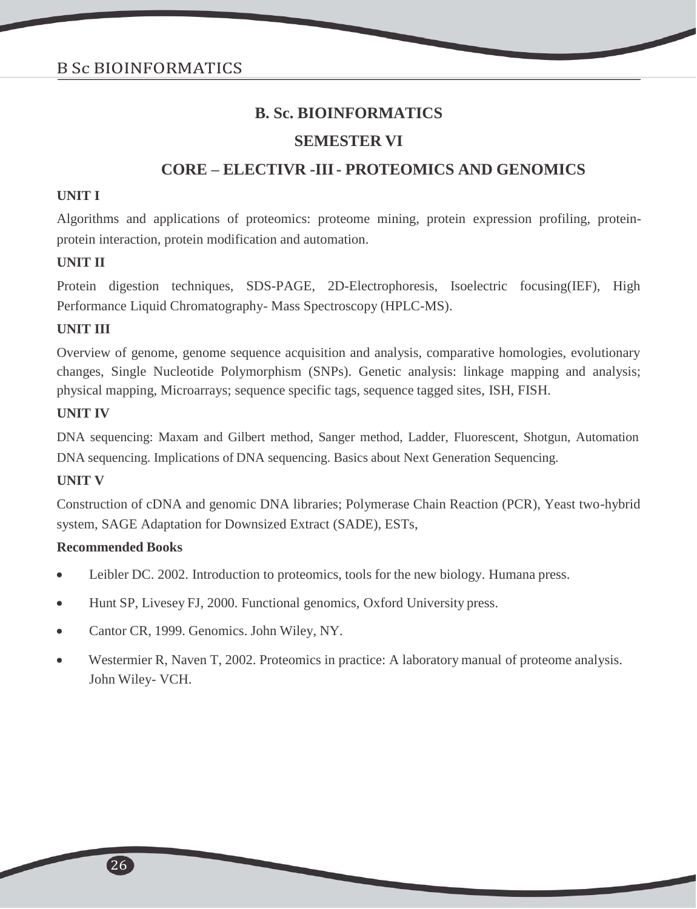# B. Sc. BIOINFORMATICS

## SEMESTER VI

## CORE – ELECTIVR -III - PROTEOMICS AND GENOMICS

**UNIT I**

Algorithms and applications of proteomics: proteome mining, protein expression profiling, protein-protein interaction, protein modification and automation.

**UNIT II**

Protein digestion techniques, SDS-PAGE, 2D-Electrophoresis, Isoelectric focusing(IEF), High Performance Liquid Chromatography- Mass Spectroscopy (HPLC-MS).

**UNIT III**

Overview of genome, genome sequence acquisition and analysis, comparative homologies, evolutionary changes, Single Nucleotide Polymorphism (SNPs). Genetic analysis: linkage mapping and analysis; physical mapping, Microarrays; sequence specific tags, sequence tagged sites, ISH, FISH.

**UNIT IV**

DNA sequencing: Maxam and Gilbert method, Sanger method, Ladder, Fluorescent, Shotgun, Automation DNA sequencing. Implications of DNA sequencing. Basics about Next Generation Sequencing.

**UNIT V**

Construction of cDNA and genomic DNA libraries; Polymerase Chain Reaction (PCR), Yeast two-hybrid system, SAGE Adaptation for Downsized Extract (SADE), ESTs,

**Recommended Books**

- Leibler DC. 2002. Introduction to proteomics, tools for the new biology. Humana press.
- Hunt SP, Livesey FJ, 2000. Functional genomics, Oxford University press.
- Cantor CR, 1999. Genomics. John Wiley, NY.
- Westermier R, Naven T, 2002. Proteomics in practice: A laboratory manual of proteome analysis. John Wiley- VCH.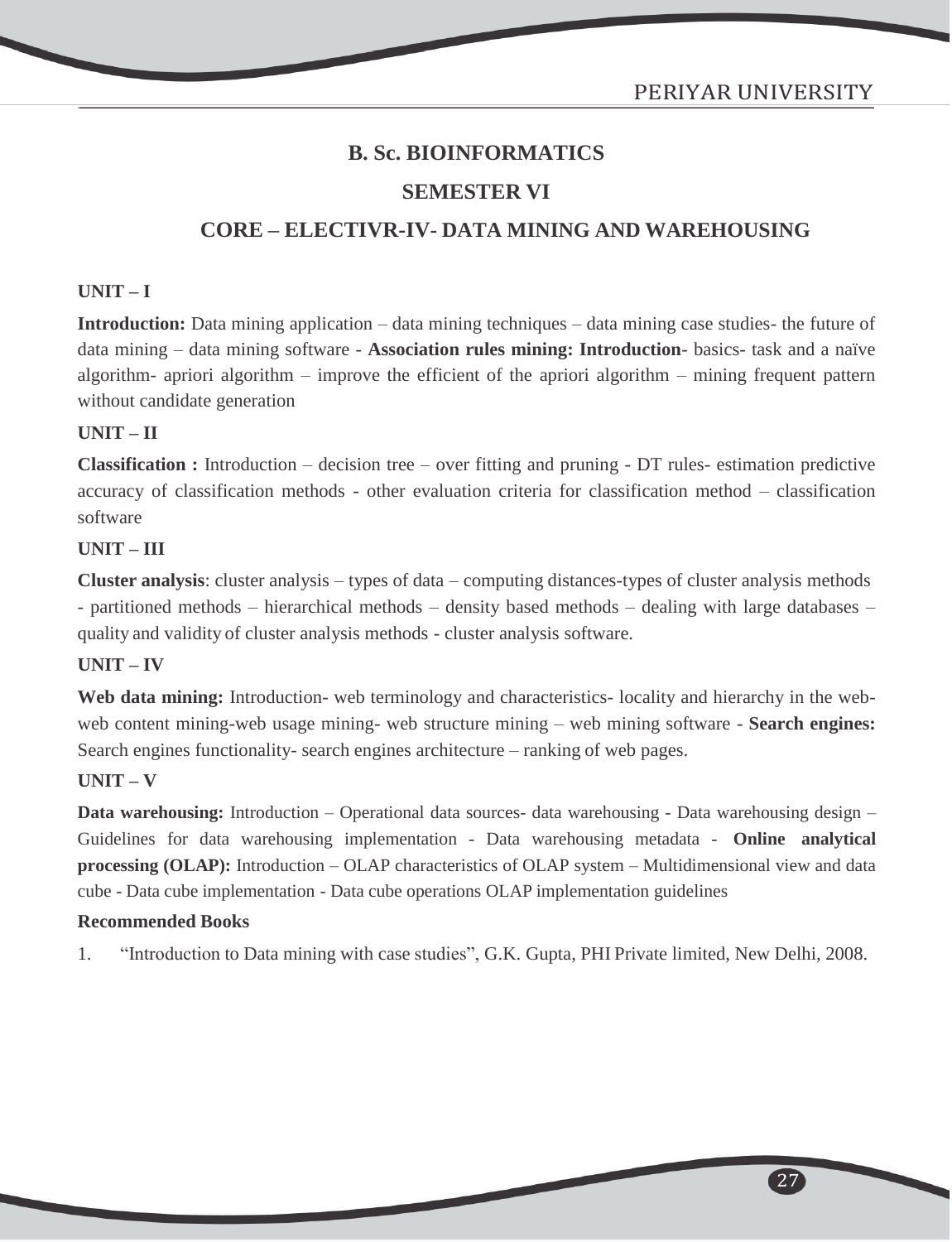## B. Sc. BIOINFORMATICS

## SEMESTER VI

## CORE – ELECTIVR-IV- DATA MINING AND WAREHOUSING

**UNIT – I**

**Introduction:** Data mining application – data mining techniques – data mining case studies- the future of data mining – data mining software - **Association rules mining: Introduction**- basics- task and a naïve algorithm- apriori algorithm – improve the efficient of the apriori algorithm – mining frequent pattern without candidate generation

**UNIT – II**

**Classification :** Introduction – decision tree – over fitting and pruning - DT rules- estimation predictive accuracy of classification methods - other evaluation criteria for classification method – classification software

**UNIT – III**

**Cluster analysis**: cluster analysis – types of data – computing distances-types of cluster analysis methods - partitioned methods – hierarchical methods – density based methods – dealing with large databases – quality and validity of cluster analysis methods - cluster analysis software.

**UNIT – IV**

**Web data mining:** Introduction- web terminology and characteristics- locality and hierarchy in the web- web content mining-web usage mining- web structure mining – web mining software - **Search engines:** Search engines functionality- search engines architecture – ranking of web pages.

**UNIT – V**

**Data warehousing:** Introduction – Operational data sources- data warehousing - Data warehousing design – Guidelines for data warehousing implementation - Data warehousing metadata - **Online analytical processing (OLAP):** Introduction – OLAP characteristics of OLAP system – Multidimensional view and data cube - Data cube implementation - Data cube operations OLAP implementation guidelines

**Recommended Books**

1. "Introduction to Data mining with case studies", G.K. Gupta, PHI Private limited, New Delhi, 2008.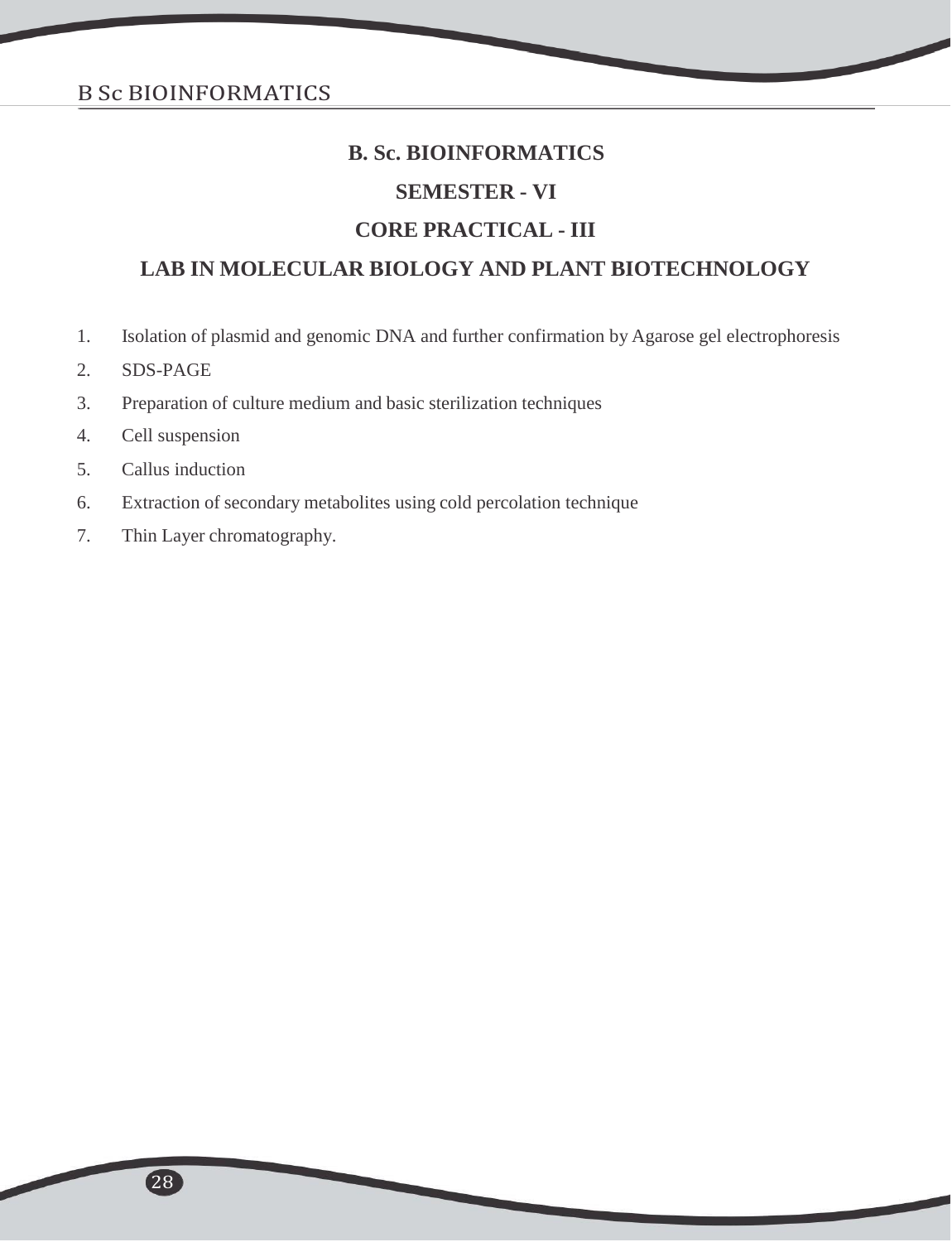# B. Sc. BIOINFORMATICS

## SEMESTER - VI

## CORE PRACTICAL - III

## LAB IN MOLECULAR BIOLOGY AND PLANT BIOTECHNOLOGY

1. Isolation of plasmid and genomic DNA and further confirmation by Agarose gel electrophoresis
2. SDS-PAGE
3. Preparation of culture medium and basic sterilization techniques
4. Cell suspension
5. Callus induction
6. Extraction of secondary metabolites using cold percolation technique
7. Thin Layer chromatography.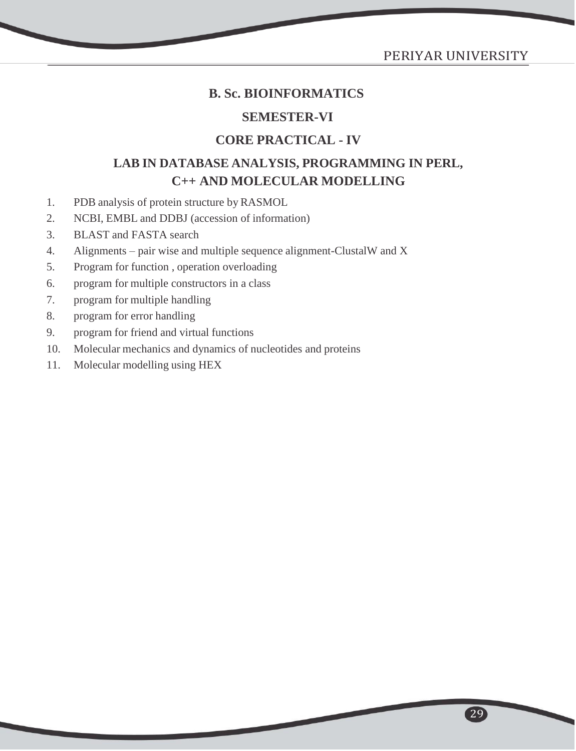## B. Sc. BIOINFORMATICS

## SEMESTER-VI

## CORE PRACTICAL - IV

## LAB IN DATABASE ANALYSIS, PROGRAMMING IN PERL, C++ AND MOLECULAR MODELLING

1. PDB analysis of protein structure by RASMOL
2. NCBI, EMBL and DDBJ (accession of information)
3. BLAST and FASTA search
4. Alignments – pair wise and multiple sequence alignment-ClustalW and X
5. Program for function , operation overloading
6. program for multiple constructors in a class
7. program for multiple handling
8. program for error handling
9. program for friend and virtual functions
10. Molecular mechanics and dynamics of nucleotides and proteins
11. Molecular modelling using HEX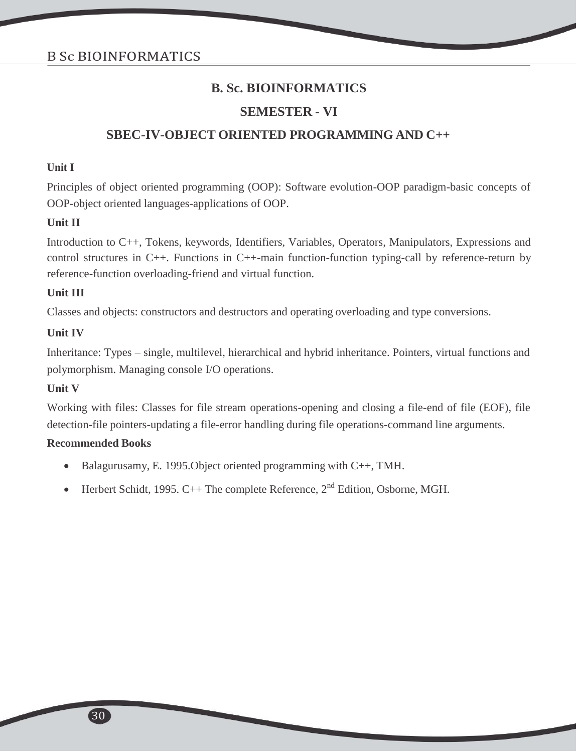# B. Sc. BIOINFORMATICS

## SEMESTER - VI

## SBEC-IV-OBJECT ORIENTED PROGRAMMING AND C++

**Unit I**

Principles of object oriented programming (OOP): Software evolution-OOP paradigm-basic concepts of OOP-object oriented languages-applications of OOP.

**Unit II**

Introduction to C++, Tokens, keywords, Identifiers, Variables, Operators, Manipulators, Expressions and control structures in C++. Functions in C++-main function-function typing-call by reference-return by reference-function overloading-friend and virtual function.

**Unit III**

Classes and objects: constructors and destructors and operating overloading and type conversions.

**Unit IV**

Inheritance: Types – single, multilevel, hierarchical and hybrid inheritance. Pointers, virtual functions and polymorphism. Managing console I/O operations.

**Unit V**

Working with files: Classes for file stream operations-opening and closing a file-end of file (EOF), file detection-file pointers-updating a file-error handling during file operations-command line arguments.

**Recommended Books**

- Balagurusamy, E. 1995.Object oriented programming with C++, TMH.
- Herbert Schidt, 1995. C++ The complete Reference, 2nd Edition, Osborne, MGH.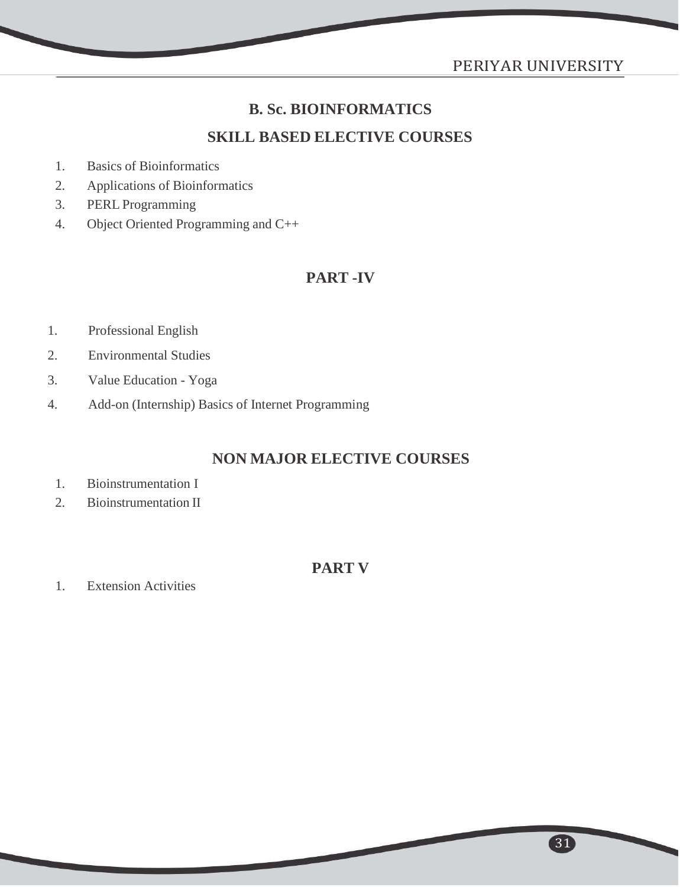## B. Sc. BIOINFORMATICS

## SKILL BASED ELECTIVE COURSES

1. Basics of Bioinformatics
2. Applications of Bioinformatics
3. PERL Programming
4. Object Oriented Programming and C++

## PART -IV

1. Professional English
2. Environmental Studies
3. Value Education - Yoga
4. Add-on (Internship) Basics of Internet Programming

## NON MAJOR ELECTIVE COURSES

1. Bioinstrumentation I
2. Bioinstrumentation II

## PART V

1. Extension Activities